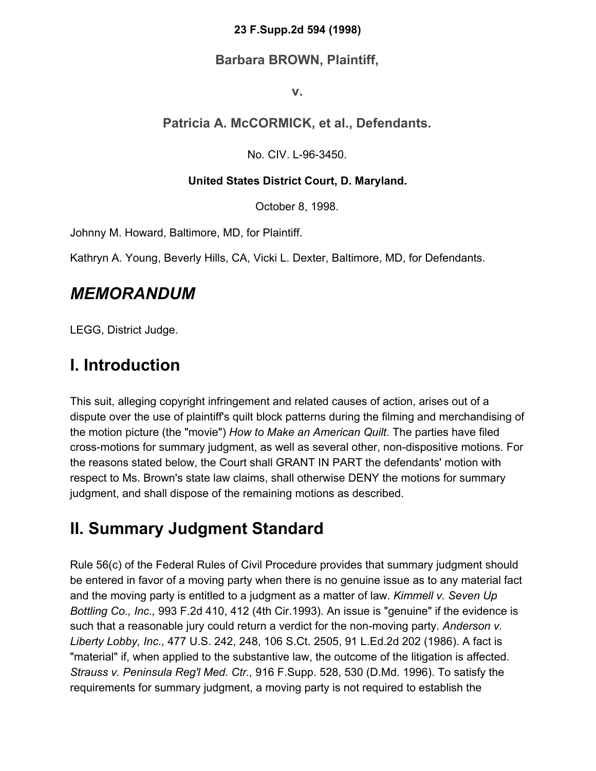**23 F.Supp.2d 594 (1998)**

**Barbara BROWN, Plaintiff,**

**v.**

**Patricia A. McCORMICK, et al., Defendants.**

No. CIV. L-96-3450.

**United States District Court, D. Maryland.**

October 8, 1998.

Johnny M. Howard, Baltimore, MD, for Plaintiff.

Kathryn A. Young, Beverly Hills, CA, Vicki L. Dexter, Baltimore, MD, for Defendants.

# *MEMORANDUM*

LEGG, District Judge.

## I. Introduction

This suit, alleging copyright infringement and related causes of action, arises out of a dispute over the use of plaintiff's quilt block patterns during the filming and merchandising of the motion picture (the "movie") *How to Make an American Quilt.* The parties have filed cross-motions for summary judgment, as well as several other, non-dispositive motions. For the reasons stated below, the Court shall GRANT IN PART the defendants' motion with respect to Ms. Brown's state law claims, shall otherwise DENY the motions for summary judgment, and shall dispose of the remaining motions as described.

## II. Summary Judgment Standard

Rule 56(c) of the Federal Rules of Civil Procedure provides that summary judgment should be entered in favor of a moving party when there is no genuine issue as to any material fact and the moving party is entitled to a judgment as a matter of law. *Kimmell v. Seven Up Bottling Co., Inc.,* 993 F.2d 410, 412 (4th Cir.1993). An issue is "genuine" if the evidence is such that a reasonable jury could return a verdict for the non-moving party. *Anderson v. Liberty Lobby, Inc.,* 477 U.S. 242, 248, 106 S.Ct. 2505, 91 L.Ed.2d 202 (1986). A fact is "material" if, when applied to the substantive law, the outcome of the litigation is affected. *Strauss v. Peninsula Reg'l Med. Ctr.,* 916 F.Supp. 528, 530 (D.Md. 1996). To satisfy the requirements for summary judgment, a moving party is not required to establish the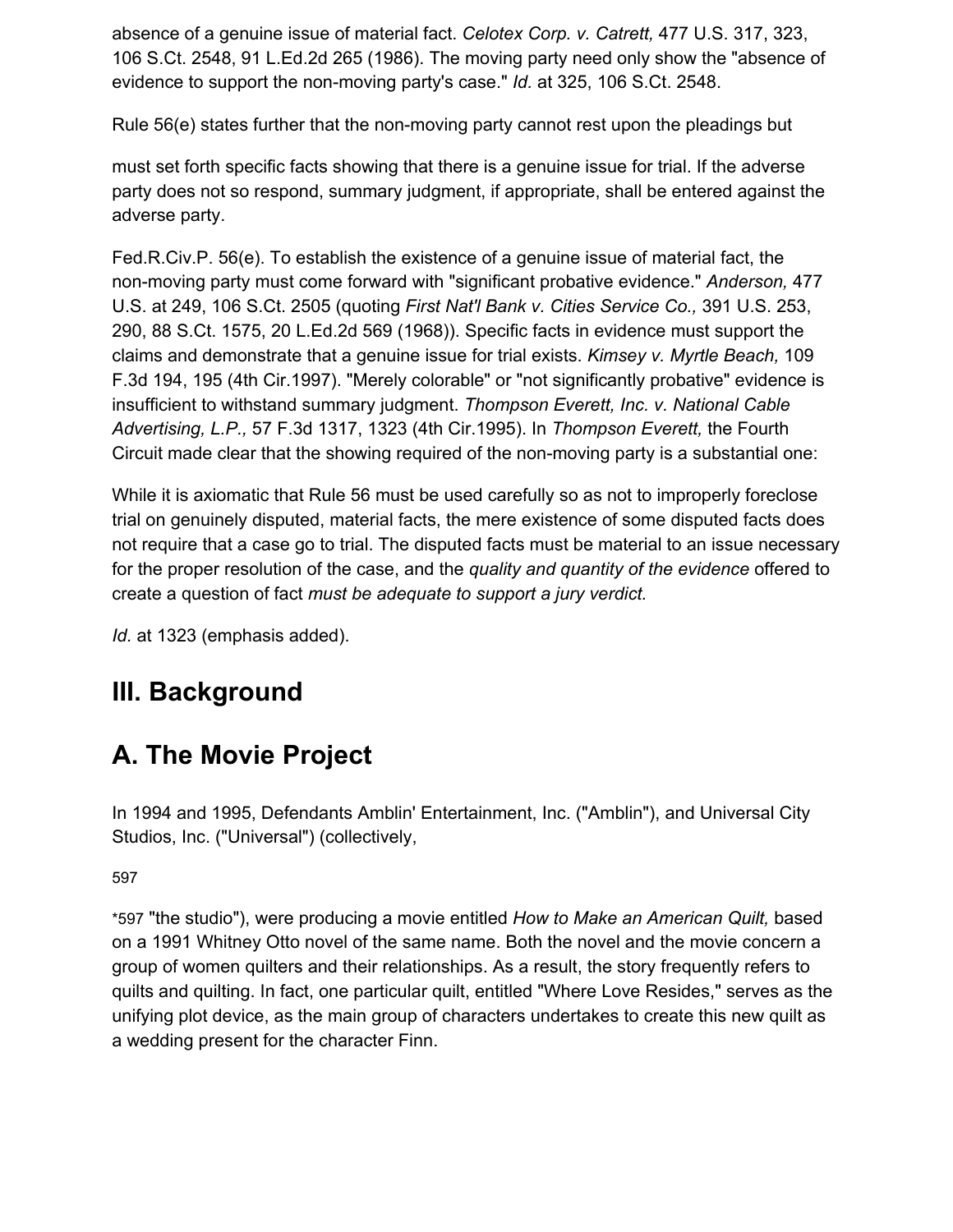absence of a genuine issue of material fact. *Celotex Corp. v. Catrett,* 477 U.S. 317, 323, 106 S.Ct. 2548, 91 L.Ed.2d 265 (1986). The moving party need only show the "absence of evidence to support the non-moving party's case." *Id.* at 325, 106 S.Ct. 2548.

Rule 56(e) states further that the non-moving party cannot rest upon the pleadings but

must set forth specific facts showing that there is a genuine issue for trial. If the adverse party does not so respond, summary judgment, if appropriate, shall be entered against the adverse party.

Fed.R.Civ.P. 56(e). To establish the existence of a genuine issue of material fact, the non-moving party must come forward with "significant probative evidence." *Anderson,* 477 U.S. at 249, 106 S.Ct. 2505 (quoting *First Nat'l Bank v. Cities Service Co.,* 391 U.S. 253, 290, 88 S.Ct. 1575, 20 L.Ed.2d 569 (1968)). Specific facts in evidence must support the claims and demonstrate that a genuine issue for trial exists. *Kimsey v. Myrtle Beach,* 109 F.3d 194, 195 (4th Cir.1997). "Merely colorable" or "not significantly probative" evidence is insufficient to withstand summary judgment. *Thompson Everett, Inc. v. National Cable Advertising, L.P.,* 57 F.3d 1317, 1323 (4th Cir.1995). In *Thompson Everett,* the Fourth Circuit made clear that the showing required of the non-moving party is a substantial one:

While it is axiomatic that Rule 56 must be used carefully so as not to improperly foreclose trial on genuinely disputed, material facts, the mere existence of some disputed facts does not require that a case go to trial. The disputed facts must be material to an issue necessary for the proper resolution of the case, and the *quality and quantity of the evidence* offered to create a question of fact *must be adequate to support a jury verdict.*

*Id.* at 1323 (emphasis added).

## III. Background

## A. The Movie Project

In 1994 and 1995, Defendants Amblin' Entertainment, Inc. ("Amblin"), and Universal City Studios, Inc. ("Universal") (collectively,

*597 "the studio"), were producing a movie entitled *How to Make an American Quilt,* based on a 1991 Whitney Otto novel of the same name. Both the novel and the movie concern a group of women quilters and their relationships. As a result, the story frequently refers to quilts and quilting. In fact, one particular quilt, entitled "Where Love Resides," serves as the unifying plot device, as the main group of characters undertakes to create this new quilt as a wedding present for the character Finn.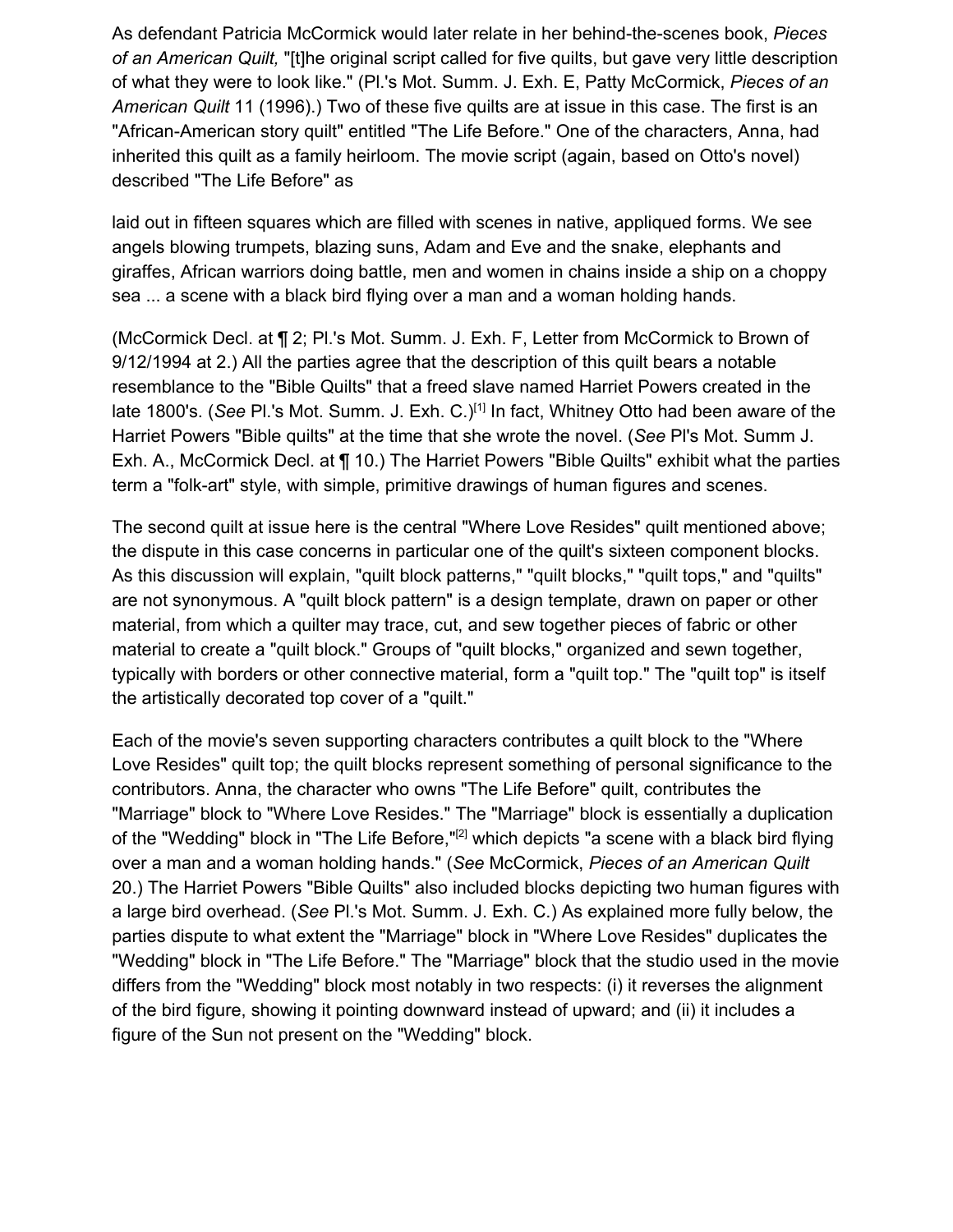As defendant Patricia McCormick would later relate in her behind-the-scenes book, *Pieces of an American Quilt,* "[t]he original script called for five quilts, but gave very little description of what they were to look like." (Pl.'s Mot. Summ. J. Exh. E, Patty McCormick, *Pieces of an American Quilt* 11 (1996).) Two of these five quilts are at issue in this case. The first is an "African-American story quilt" entitled "The Life Before." One of the characters, Anna, had inherited this quilt as a family heirloom. The movie script (again, based on Otto's novel) described "The Life Before" as

laid out in fifteen squares which are filled with scenes in native, appliqued forms. We see angels blowing trumpets, blazing suns, Adam and Eve and the snake, elephants and giraffes, African warriors doing battle, men and women in chains inside a ship on a choppy sea ... a scene with a black bird flying over a man and a woman holding hands.

(McCormick Decl. at ¶ 2; Pl.'s Mot. Summ. J. Exh. F, Letter from McCormick to Brown of 9/12/1994 at 2.) All the parties agree that the description of this quilt bears a notable resemblance to the "Bible Quilts" that a freed slave named Harriet Powers created in the late 1800's. (*See* Pl.'s Mot. Summ. J. Exh. C.)[1] In fact, Whitney Otto had been aware of the Harriet Powers "Bible quilts" at the time that she wrote the novel. (*See* Pl's Mot. Summ J. Exh. A., McCormick Decl. at ¶ 10.) The Harriet Powers "Bible Quilts" exhibit what the parties term a "folk-art" style, with simple, primitive drawings of human figures and scenes.

The second quilt at issue here is the central "Where Love Resides" quilt mentioned above; the dispute in this case concerns in particular one of the quilt's sixteen component blocks. As this discussion will explain, "quilt block patterns," "quilt blocks," "quilt tops," and "quilts" are not synonymous. A "quilt block pattern" is a design template, drawn on paper or other material, from which a quilter may trace, cut, and sew together pieces of fabric or other material to create a "quilt block." Groups of "quilt blocks," organized and sewn together, typically with borders or other connective material, form a "quilt top." The "quilt top" is itself the artistically decorated top cover of a "quilt."

Each of the movie's seven supporting characters contributes a quilt block to the "Where Love Resides" quilt top; the quilt blocks represent something of personal significance to the contributors. Anna, the character who owns "The Life Before" quilt, contributes the "Marriage" block to "Where Love Resides." The "Marriage" block is essentially a duplication of the "Wedding" block in "The Life Before,"[2] which depicts "a scene with a black bird flying over a man and a woman holding hands." (*See* McCormick, *Pieces of an American Quilt* 20.) The Harriet Powers "Bible Quilts" also included blocks depicting two human figures with a large bird overhead. (*See* Pl.'s Mot. Summ. J. Exh. C.) As explained more fully below, the parties dispute to what extent the "Marriage" block in "Where Love Resides" duplicates the "Wedding" block in "The Life Before." The "Marriage" block that the studio used in the movie differs from the "Wedding" block most notably in two respects: (i) it reverses the alignment of the bird figure, showing it pointing downward instead of upward; and (ii) it includes a figure of the Sun not present on the "Wedding" block.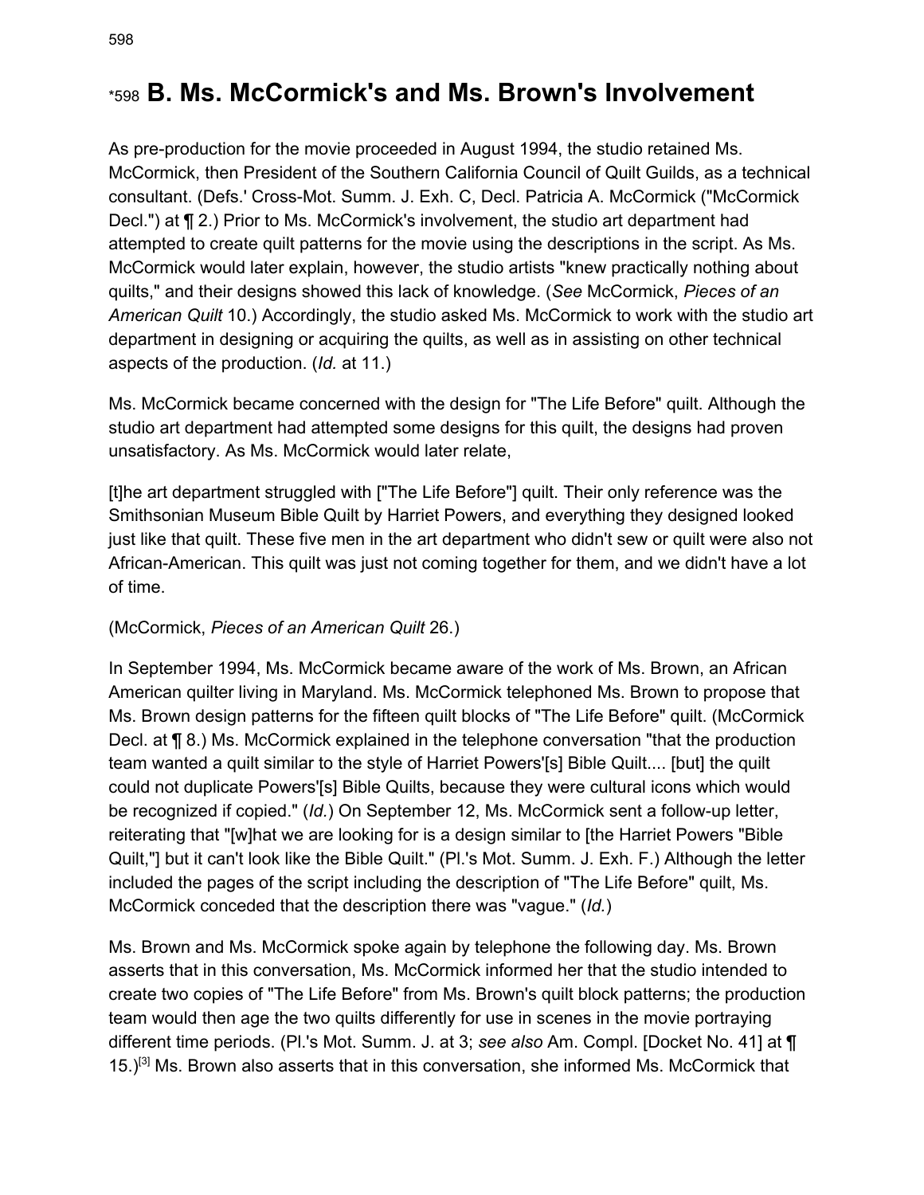## *598 B. Ms. McCormick's and Ms. Brown's Involvement

As pre-production for the movie proceeded in August 1994, the studio retained Ms. McCormick, then President of the Southern California Council of Quilt Guilds, as a technical consultant. (Defs.' Cross-Mot. Summ. J. Exh. C, Decl. Patricia A. McCormick ("McCormick Decl.") at ¶ 2.) Prior to Ms. McCormick's involvement, the studio art department had attempted to create quilt patterns for the movie using the descriptions in the script. As Ms. McCormick would later explain, however, the studio artists "knew practically nothing about quilts," and their designs showed this lack of knowledge. (*See* McCormick, *Pieces of an American Quilt* 10.) Accordingly, the studio asked Ms. McCormick to work with the studio art department in designing or acquiring the quilts, as well as in assisting on other technical aspects of the production. (*Id.* at 11.)

Ms. McCormick became concerned with the design for "The Life Before" quilt. Although the studio art department had attempted some designs for this quilt, the designs had proven unsatisfactory. As Ms. McCormick would later relate,

[t]he art department struggled with ["The Life Before"] quilt. Their only reference was the Smithsonian Museum Bible Quilt by Harriet Powers, and everything they designed looked just like that quilt. These five men in the art department who didn't sew or quilt were also not African-American. This quilt was just not coming together for them, and we didn't have a lot of time.

(McCormick, *Pieces of an American Quilt* 26.)

In September 1994, Ms. McCormick became aware of the work of Ms. Brown, an African American quilter living in Maryland. Ms. McCormick telephoned Ms. Brown to propose that Ms. Brown design patterns for the fifteen quilt blocks of "The Life Before" quilt. (McCormick Decl. at ¶ 8.) Ms. McCormick explained in the telephone conversation "that the production team wanted a quilt similar to the style of Harriet Powers'[s] Bible Quilt.... [but] the quilt could not duplicate Powers'[s] Bible Quilts, because they were cultural icons which would be recognized if copied." (*Id.*) On September 12, Ms. McCormick sent a follow-up letter, reiterating that "[w]hat we are looking for is a design similar to [the Harriet Powers "Bible Quilt,"] but it can't look like the Bible Quilt." (Pl.'s Mot. Summ. J. Exh. F.) Although the letter included the pages of the script including the description of "The Life Before" quilt, Ms. McCormick conceded that the description there was "vague." (*Id.*)

Ms. Brown and Ms. McCormick spoke again by telephone the following day. Ms. Brown asserts that in this conversation, Ms. McCormick informed her that the studio intended to create two copies of "The Life Before" from Ms. Brown's quilt block patterns; the production team would then age the two quilts differently for use in scenes in the movie portraying different time periods. (Pl.'s Mot. Summ. J. at 3; *see also* Am. Compl. [Docket No. 41] at ¶ 15.)[3] Ms. Brown also asserts that in this conversation, she informed Ms. McCormick that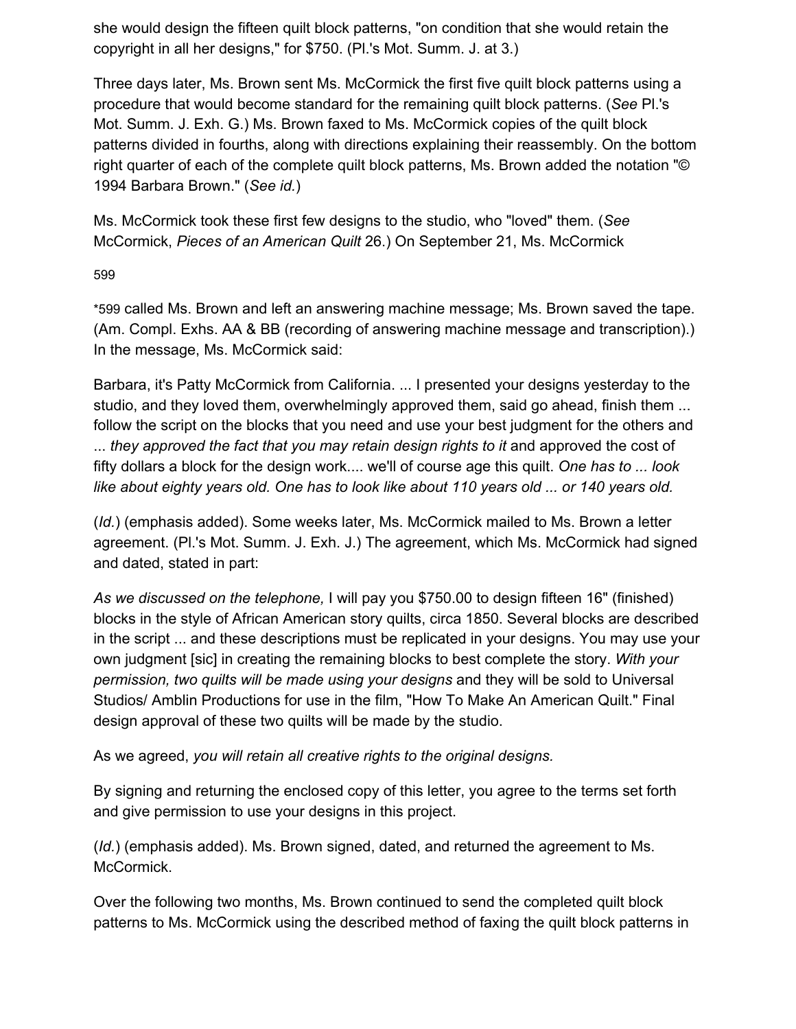she would design the fifteen quilt block patterns, "on condition that she would retain the copyright in all her designs," for $750. (Pl.'s Mot. Summ. J. at 3.)

Three days later, Ms. Brown sent Ms. McCormick the first five quilt block patterns using a procedure that would become standard for the remaining quilt block patterns. (*See* Pl.'s Mot. Summ. J. Exh. G.) Ms. Brown faxed to Ms. McCormick copies of the quilt block patterns divided in fourths, along with directions explaining their reassembly. On the bottom right quarter of each of the complete quilt block patterns, Ms. Brown added the notation "© 1994 Barbara Brown." (*See id.*)

Ms. McCormick took these first few designs to the studio, who "loved" them. (*See* McCormick, *Pieces of an American Quilt* 26.) On September 21, Ms. McCormick

*599 called Ms. Brown and left an answering machine message; Ms. Brown saved the tape. (Am. Compl. Exhs. AA & BB (recording of answering machine message and transcription).) In the message, Ms. McCormick said:

Barbara, it's Patty McCormick from California. ... I presented your designs yesterday to the studio, and they loved them, overwhelmingly approved them, said go ahead, finish them ... follow the script on the blocks that you need and use your best judgment for the others and ... *they approved the fact that you may retain design rights to it* and approved the cost of fifty dollars a block for the design work.... we'll of course age this quilt. *One has to ... look like about eighty years old. One has to look like about 110 years old ... or 140 years old.*

(*Id.*) (emphasis added). Some weeks later, Ms. McCormick mailed to Ms. Brown a letter agreement. (Pl.'s Mot. Summ. J. Exh. J.) The agreement, which Ms. McCormick had signed and dated, stated in part:

*As we discussed on the telephone,* I will pay you $750.00 to design fifteen 16" (finished) blocks in the style of African American story quilts, circa 1850. Several blocks are described in the script ... and these descriptions must be replicated in your designs. You may use your own judgment [sic] in creating the remaining blocks to best complete the story. *With your permission, two quilts will be made using your designs* and they will be sold to Universal Studios/ Amblin Productions for use in the film, "How To Make An American Quilt." Final design approval of these two quilts will be made by the studio.

As we agreed, *you will retain all creative rights to the original designs.*

By signing and returning the enclosed copy of this letter, you agree to the terms set forth and give permission to use your designs in this project.

(*Id.*) (emphasis added). Ms. Brown signed, dated, and returned the agreement to Ms. McCormick.

Over the following two months, Ms. Brown continued to send the completed quilt block patterns to Ms. McCormick using the described method of faxing the quilt block patterns in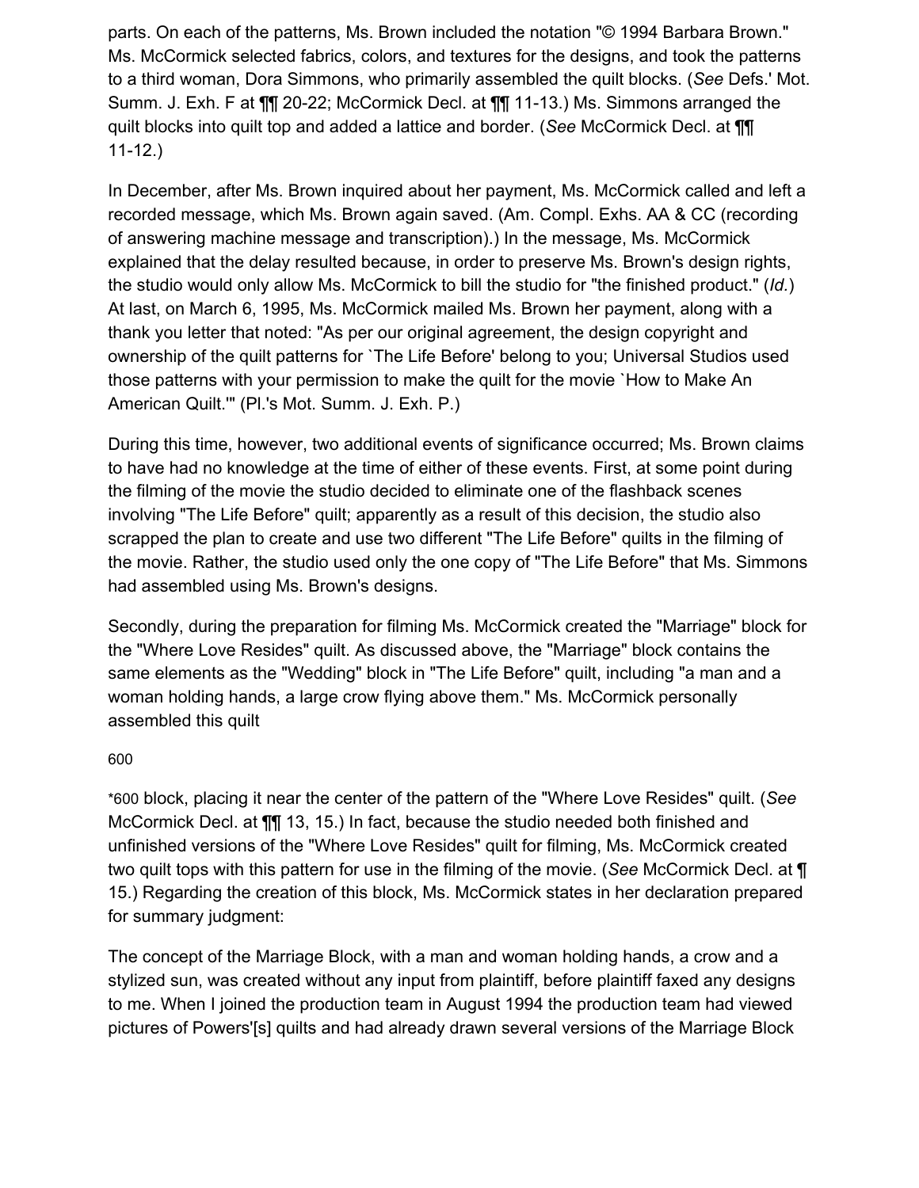parts. On each of the patterns, Ms. Brown included the notation "© 1994 Barbara Brown." Ms. McCormick selected fabrics, colors, and textures for the designs, and took the patterns to a third woman, Dora Simmons, who primarily assembled the quilt blocks. (*See* Defs.' Mot. Summ. J. Exh. F at ¶¶ 20-22; McCormick Decl. at ¶¶ 11-13.) Ms. Simmons arranged the quilt blocks into quilt top and added a lattice and border. (*See* McCormick Decl. at ¶¶ 11-12.)

In December, after Ms. Brown inquired about her payment, Ms. McCormick called and left a recorded message, which Ms. Brown again saved. (Am. Compl. Exhs. AA & CC (recording of answering machine message and transcription).) In the message, Ms. McCormick explained that the delay resulted because, in order to preserve Ms. Brown's design rights, the studio would only allow Ms. McCormick to bill the studio for "the finished product." (*Id.*) At last, on March 6, 1995, Ms. McCormick mailed Ms. Brown her payment, along with a thank you letter that noted: "As per our original agreement, the design copyright and ownership of the quilt patterns for `The Life Before' belong to you; Universal Studios used those patterns with your permission to make the quilt for the movie `How to Make An American Quilt.'" (Pl.'s Mot. Summ. J. Exh. P.)

During this time, however, two additional events of significance occurred; Ms. Brown claims to have had no knowledge at the time of either of these events. First, at some point during the filming of the movie the studio decided to eliminate one of the flashback scenes involving "The Life Before" quilt; apparently as a result of this decision, the studio also scrapped the plan to create and use two different "The Life Before" quilts in the filming of the movie. Rather, the studio used only the one copy of "The Life Before" that Ms. Simmons had assembled using Ms. Brown's designs.

Secondly, during the preparation for filming Ms. McCormick created the "Marriage" block for the "Where Love Resides" quilt. As discussed above, the "Marriage" block contains the same elements as the "Wedding" block in "The Life Before" quilt, including "a man and a woman holding hands, a large crow flying above them." Ms. McCormick personally assembled this quilt

*600 block, placing it near the center of the pattern of the "Where Love Resides" quilt. (*See* McCormick Decl. at ¶¶ 13, 15.) In fact, because the studio needed both finished and unfinished versions of the "Where Love Resides" quilt for filming, Ms. McCormick created two quilt tops with this pattern for use in the filming of the movie. (*See* McCormick Decl. at ¶ 15.) Regarding the creation of this block, Ms. McCormick states in her declaration prepared for summary judgment:

The concept of the Marriage Block, with a man and woman holding hands, a crow and a stylized sun, was created without any input from plaintiff, before plaintiff faxed any designs to me. When I joined the production team in August 1994 the production team had viewed pictures of Powers'[s] quilts and had already drawn several versions of the Marriage Block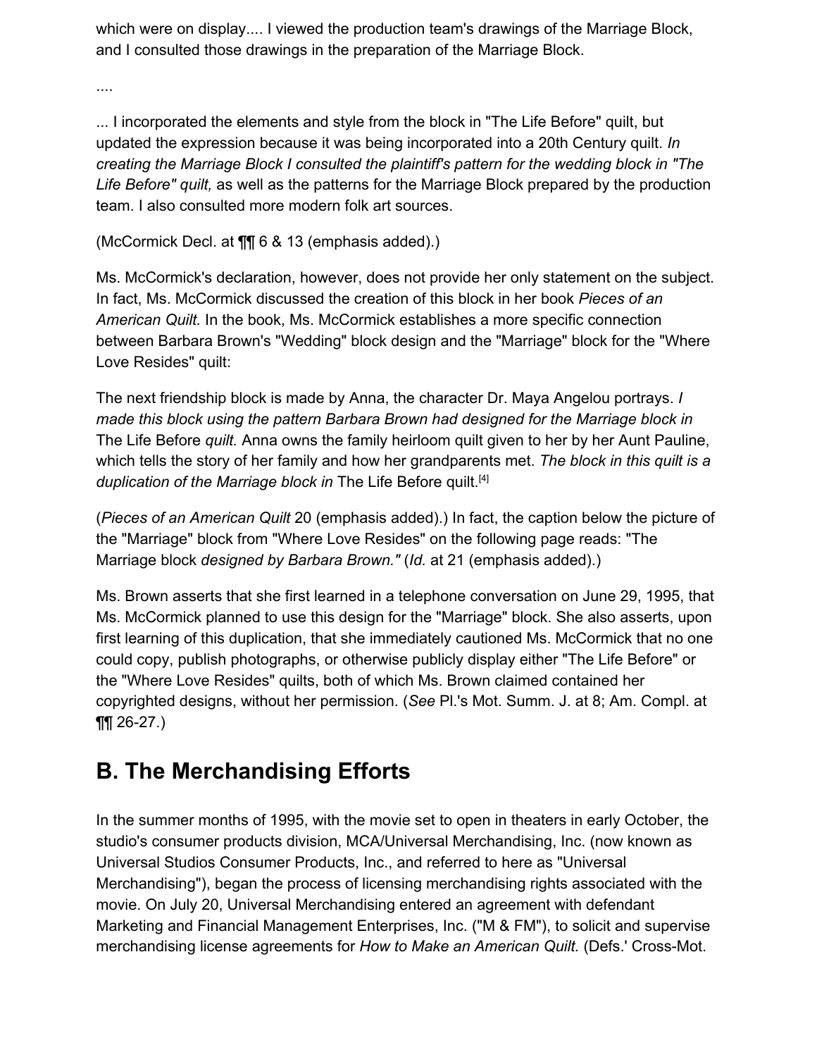which were on display.... I viewed the production team's drawings of the Marriage Block, and I consulted those drawings in the preparation of the Marriage Block.

....

... I incorporated the elements and style from the block in "The Life Before" quilt, but updated the expression because it was being incorporated into a 20th Century quilt. *In creating the Marriage Block I consulted the plaintiff's pattern for the wedding block in "The Life Before" quilt,* as well as the patterns for the Marriage Block prepared by the production team. I also consulted more modern folk art sources.

(McCormick Decl. at ¶¶ 6 & 13 (emphasis added).)

Ms. McCormick's declaration, however, does not provide her only statement on the subject. In fact, Ms. McCormick discussed the creation of this block in her book *Pieces of an American Quilt.* In the book, Ms. McCormick establishes a more specific connection between Barbara Brown's "Wedding" block design and the "Marriage" block for the "Where Love Resides" quilt:

The next friendship block is made by Anna, the character Dr. Maya Angelou portrays. *I made this block using the pattern Barbara Brown had designed for the Marriage block in* The Life Before *quilt.* Anna owns the family heirloom quilt given to her by her Aunt Pauline, which tells the story of her family and how her grandparents met. *The block in this quilt is a duplication of the Marriage block in* The Life Before quilt.[4]

(*Pieces of an American Quilt* 20 (emphasis added).) In fact, the caption below the picture of the "Marriage" block from "Where Love Resides" on the following page reads: "The Marriage block *designed by Barbara Brown."* (*Id.* at 21 (emphasis added).)

Ms. Brown asserts that she first learned in a telephone conversation on June 29, 1995, that Ms. McCormick planned to use this design for the "Marriage" block. She also asserts, upon first learning of this duplication, that she immediately cautioned Ms. McCormick that no one could copy, publish photographs, or otherwise publicly display either "The Life Before" or the "Where Love Resides" quilts, both of which Ms. Brown claimed contained her copyrighted designs, without her permission. (*See* Pl.'s Mot. Summ. J. at 8; Am. Compl. at ¶¶ 26-27.)

## B. The Merchandising Efforts

In the summer months of 1995, with the movie set to open in theaters in early October, the studio's consumer products division, MCA/Universal Merchandising, Inc. (now known as Universal Studios Consumer Products, Inc., and referred to here as "Universal Merchandising"), began the process of licensing merchandising rights associated with the movie. On July 20, Universal Merchandising entered an agreement with defendant Marketing and Financial Management Enterprises, Inc. ("M & FM"), to solicit and supervise merchandising license agreements for *How to Make an American Quilt*. (Defs.' Cross-Mot.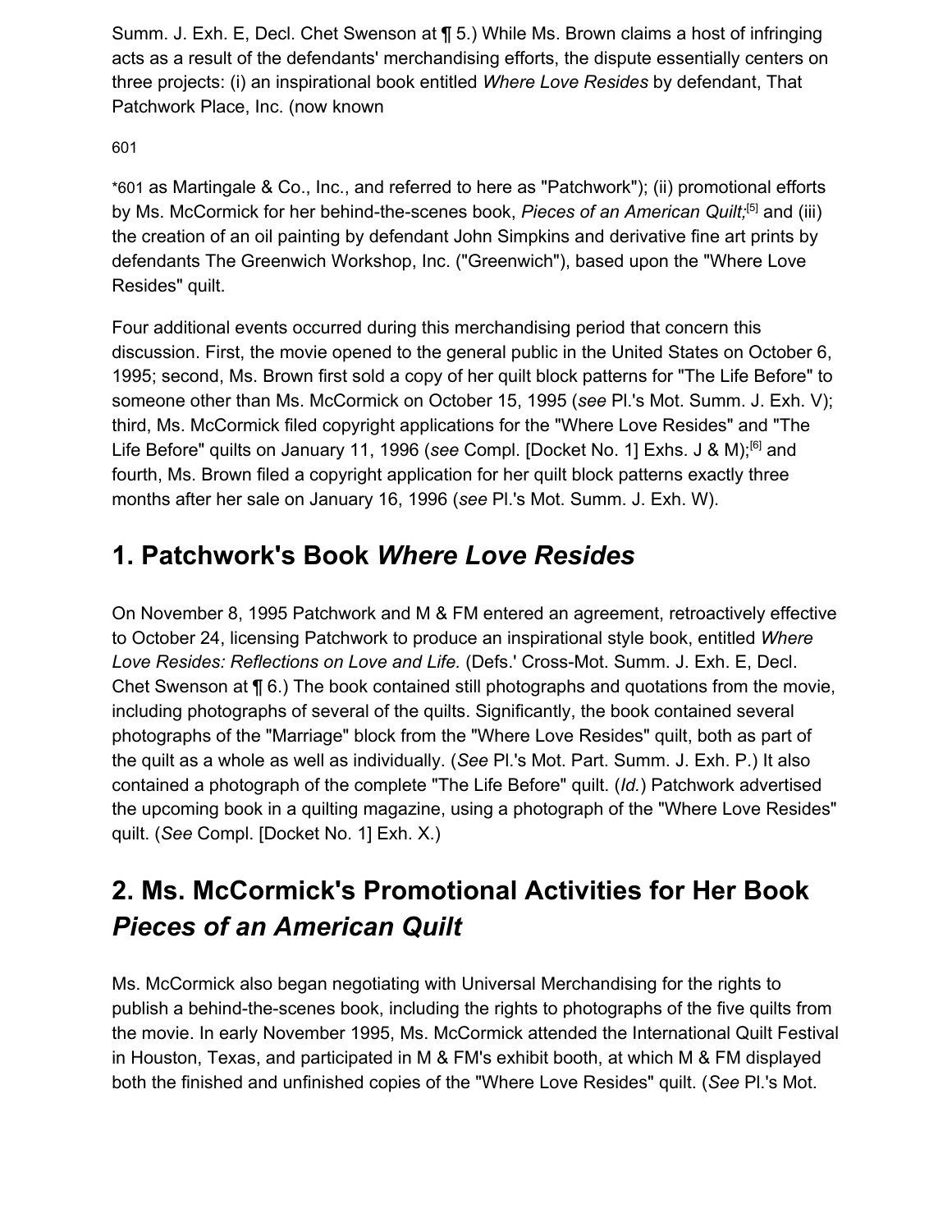Summ. J. Exh. E, Decl. Chet Swenson at ¶ 5.) While Ms. Brown claims a host of infringing acts as a result of the defendants' merchandising efforts, the dispute essentially centers on three projects: (i) an inspirational book entitled *Where Love Resides* by defendant, That Patchwork Place, Inc. (now known

*601 as Martingale & Co., Inc., and referred to here as "Patchwork"); (ii) promotional efforts by Ms. McCormick for her behind-the-scenes book, *Pieces of an American Quilt;*[5] and (iii) the creation of an oil painting by defendant John Simpkins and derivative fine art prints by defendants The Greenwich Workshop, Inc. ("Greenwich"), based upon the "Where Love Resides" quilt.

Four additional events occurred during this merchandising period that concern this discussion. First, the movie opened to the general public in the United States on October 6, 1995; second, Ms. Brown first sold a copy of her quilt block patterns for "The Life Before" to someone other than Ms. McCormick on October 15, 1995 (*see* Pl.'s Mot. Summ. J. Exh. V); third, Ms. McCormick filed copyright applications for the "Where Love Resides" and "The Life Before" quilts on January 11, 1996 (*see* Compl. [Docket No. 1] Exhs. J & M);[6] and fourth, Ms. Brown filed a copyright application for her quilt block patterns exactly three months after her sale on January 16, 1996 (*see* Pl.'s Mot. Summ. J. Exh. W).

## 1. Patchwork's Book *Where Love Resides*

On November 8, 1995 Patchwork and M & FM entered an agreement, retroactively effective to October 24, licensing Patchwork to produce an inspirational style book, entitled *Where Love Resides: Reflections on Love and Life.* (Defs.' Cross-Mot. Summ. J. Exh. E, Decl. Chet Swenson at ¶ 6.) The book contained still photographs and quotations from the movie, including photographs of several of the quilts. Significantly, the book contained several photographs of the "Marriage" block from the "Where Love Resides" quilt, both as part of the quilt as a whole as well as individually. (*See* Pl.'s Mot. Part. Summ. J. Exh. P.) It also contained a photograph of the complete "The Life Before" quilt. (*Id.*) Patchwork advertised the upcoming book in a quilting magazine, using a photograph of the "Where Love Resides" quilt. (*See* Compl. [Docket No. 1] Exh. X.)

## 2. Ms. McCormick's Promotional Activities for Her Book *Pieces of an American Quilt*

Ms. McCormick also began negotiating with Universal Merchandising for the rights to publish a behind-the-scenes book, including the rights to photographs of the five quilts from the movie. In early November 1995, Ms. McCormick attended the International Quilt Festival in Houston, Texas, and participated in M & FM's exhibit booth, at which M & FM displayed both the finished and unfinished copies of the "Where Love Resides" quilt. (*See* Pl.'s Mot.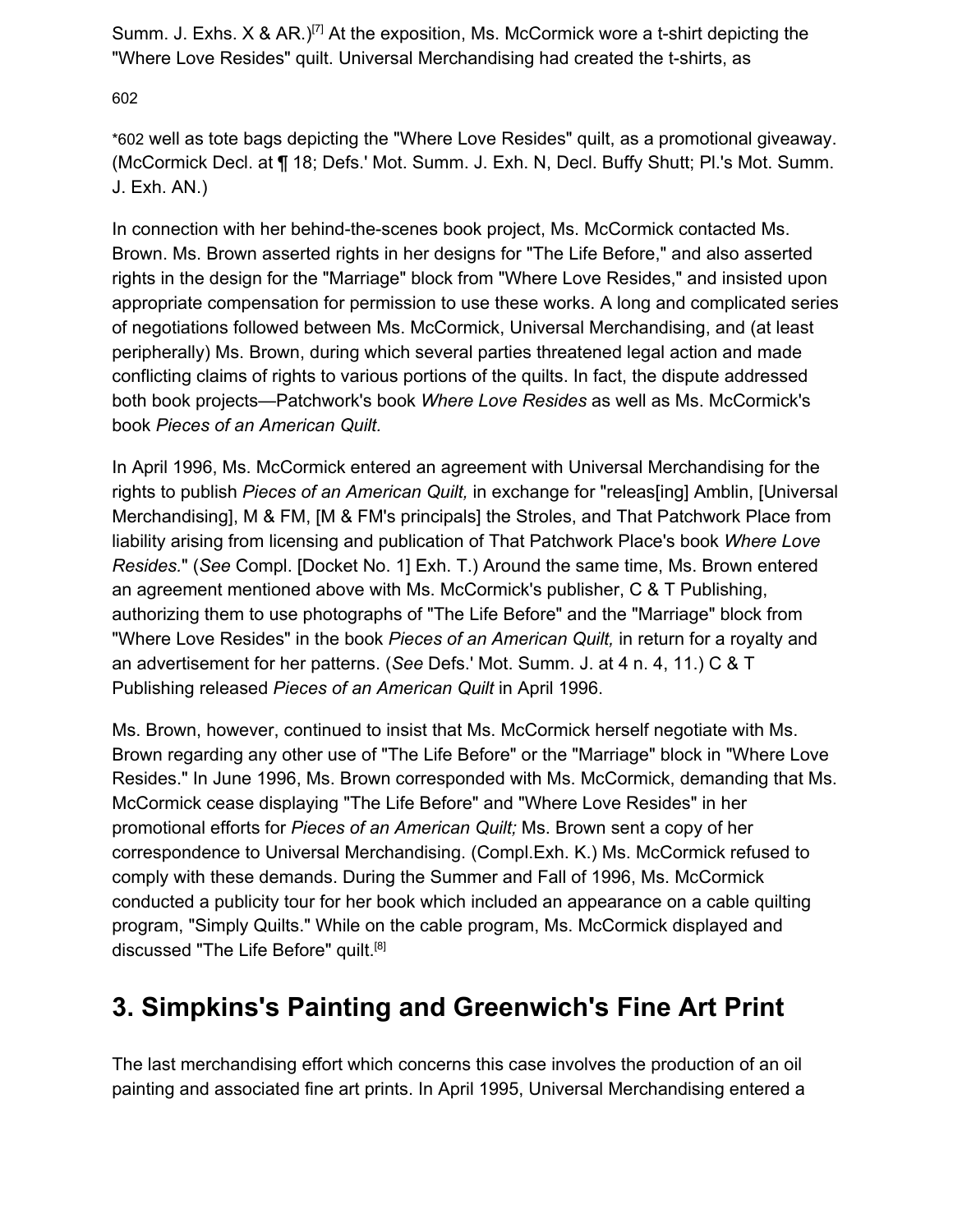Summm. J. Exhs. X & AR.)[7] At the exposition, Ms. McCormick wore a t-shirt depicting the "Where Love Resides" quilt. Universal Merchandising had created the t-shirts, as

*602 well as tote bags depicting the "Where Love Resides" quilt, as a promotional giveaway. (McCormick Decl. at ¶ 18; Defs.' Mot. Summ. J. Exh. N, Decl. Buffy Shutt; Pl.'s Mot. Summm. J. Exh. AN.)

In connection with her behind-the-scenes book project, Ms. McCormick contacted Ms. Brown. Ms. Brown asserted rights in her designs for "The Life Before," and also asserted rights in the design for the "Marriage" block from "Where Love Resides," and insisted upon appropriate compensation for permission to use these works. A long and complicated series of negotiations followed between Ms. McCormick, Universal Merchandising, and (at least peripherally) Ms. Brown, during which several parties threatened legal action and made conflicting claims of rights to various portions of the quilts. In fact, the dispute addressed both book projects—Patchwork's book *Where Love Resides* as well as Ms. McCormick's book *Pieces of an American Quilt.*

In April 1996, Ms. McCormick entered an agreement with Universal Merchandising for the rights to publish *Pieces of an American Quilt,* in exchange for "releas[ing] Amblin, [Universal Merchandising], M & FM, [M & FM's principals] the Stroles, and That Patchwork Place from liability arising from licensing and publication of That Patchwork Place's book *Where Love Resides.*" (*See* Compl. [Docket No. 1] Exh. T.) Around the same time, Ms. Brown entered an agreement mentioned above with Ms. McCormick's publisher, C & T Publishing, authorizing them to use photographs of "The Life Before" and the "Marriage" block from "Where Love Resides" in the book *Pieces of an American Quilt,* in return for a royalty and an advertisement for her patterns. (*See* Defs.' Mot. Summ. J. at 4 n. 4, 11.) C & T Publishing released *Pieces of an American Quilt* in April 1996.

Ms. Brown, however, continued to insist that Ms. McCormick herself negotiate with Ms. Brown regarding any other use of "The Life Before" or the "Marriage" block in "Where Love Resides." In June 1996, Ms. Brown corresponded with Ms. McCormick, demanding that Ms. McCormick cease displaying "The Life Before" and "Where Love Resides" in her promotional efforts for *Pieces of an American Quilt;* Ms. Brown sent a copy of her correspondence to Universal Merchandising. (Compl.Exh. K.) Ms. McCormick refused to comply with these demands. During the Summer and Fall of 1996, Ms. McCormick conducted a publicity tour for her book which included an appearance on a cable quilting program, "Simply Quilts." While on the cable program, Ms. McCormick displayed and discussed "The Life Before" quilt.[8]

## 3. Simpkins's Painting and Greenwich's Fine Art Print

The last merchandising effort which concerns this case involves the production of an oil painting and associated fine art prints. In April 1995, Universal Merchandising entered a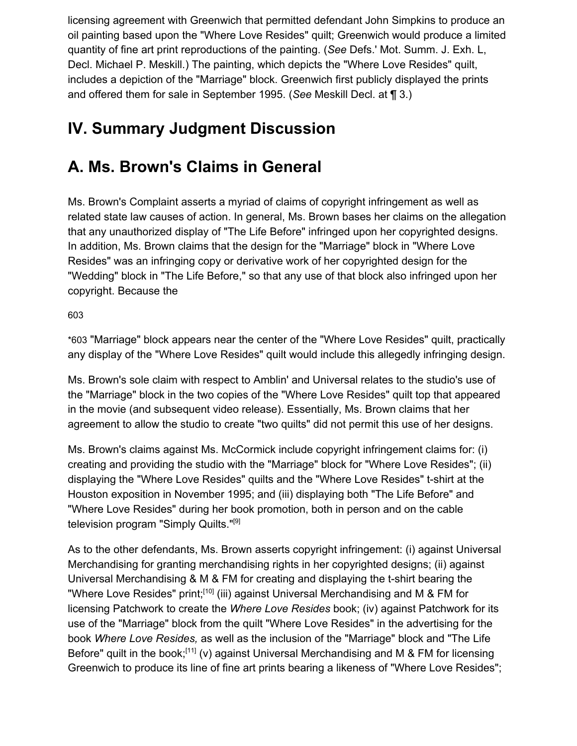licensing agreement with Greenwich that permitted defendant John Simpkins to produce an oil painting based upon the "Where Love Resides" quilt; Greenwich would produce a limited quantity of fine art print reproductions of the painting. (*See* Defs.' Mot. Summ. J. Exh. L, Decl. Michael P. Meskill.) The painting, which depicts the "Where Love Resides" quilt, includes a depiction of the "Marriage" block. Greenwich first publicly displayed the prints and offered them for sale in September 1995. (*See* Meskill Decl. at ¶ 3.)

## IV. Summary Judgment Discussion

## A. Ms. Brown's Claims in General

Ms. Brown's Complaint asserts a myriad of claims of copyright infringement as well as related state law causes of action. In general, Ms. Brown bases her claims on the allegation that any unauthorized display of "The Life Before" infringed upon her copyrighted designs. In addition, Ms. Brown claims that the design for the "Marriage" block in "Where Love Resides" was an infringing copy or derivative work of her copyrighted design for the "Wedding" block in "The Life Before," so that any use of that block also infringed upon her copyright. Because the

*603 "Marriage" block appears near the center of the "Where Love Resides" quilt, practically any display of the "Where Love Resides" quilt would include this allegedly infringing design.

Ms. Brown's sole claim with respect to Amblin' and Universal relates to the studio's use of the "Marriage" block in the two copies of the "Where Love Resides" quilt top that appeared in the movie (and subsequent video release). Essentially, Ms. Brown claims that her agreement to allow the studio to create "two quilts" did not permit this use of her designs.

Ms. Brown's claims against Ms. McCormick include copyright infringement claims for: (i) creating and providing the studio with the "Marriage" block for "Where Love Resides"; (ii) displaying the "Where Love Resides" quilts and the "Where Love Resides" t-shirt at the Houston exposition in November 1995; and (iii) displaying both "The Life Before" and "Where Love Resides" during her book promotion, both in person and on the cable television program "Simply Quilts."[9]

As to the other defendants, Ms. Brown asserts copyright infringement: (i) against Universal Merchandising for granting merchandising rights in her copyrighted designs; (ii) against Universal Merchandising & M & FM for creating and displaying the t-shirt bearing the "Where Love Resides" print;[10] (iii) against Universal Merchandising and M & FM for licensing Patchwork to create the *Where Love Resides* book; (iv) against Patchwork for its use of the "Marriage" block from the quilt "Where Love Resides" in the advertising for the book *Where Love Resides,* as well as the inclusion of the "Marriage" block and "The Life Before" quilt in the book;[11] (v) against Universal Merchandising and M & FM for licensing Greenwich to produce its line of fine art prints bearing a likeness of "Where Love Resides";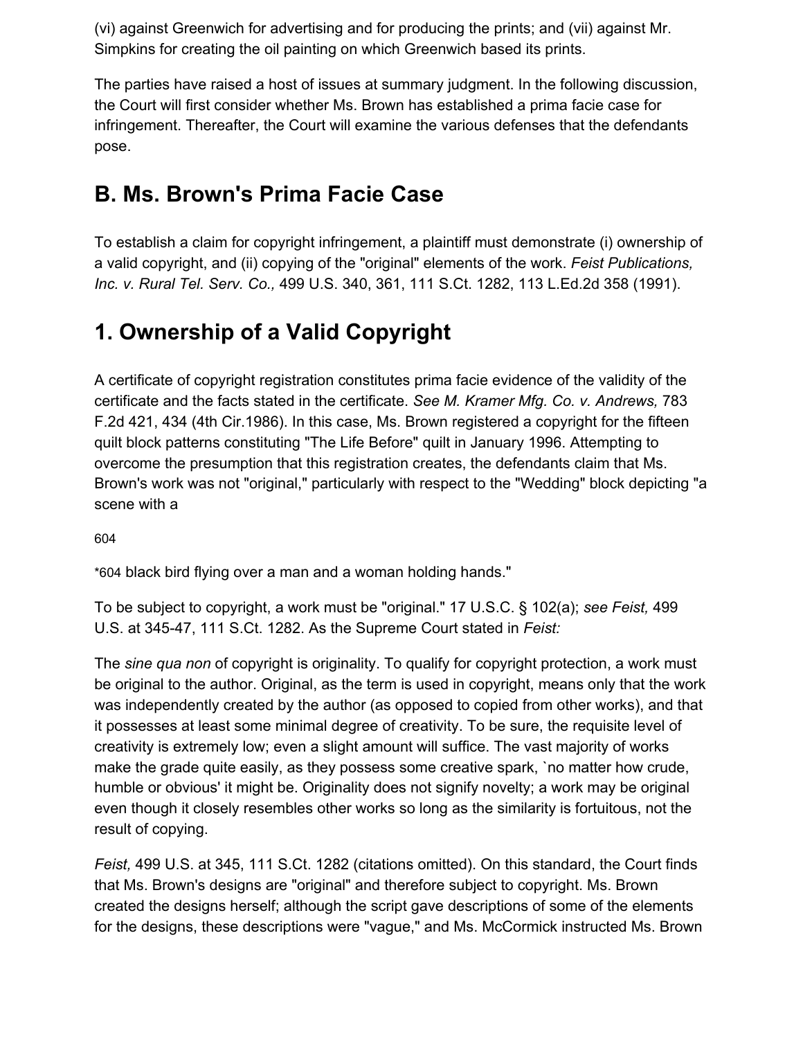(vi) against Greenwich for advertising and for producing the prints; and (vii) against Mr. Simpkins for creating the oil painting on which Greenwich based its prints.

The parties have raised a host of issues at summary judgment. In the following discussion, the Court will first consider whether Ms. Brown has established a prima facie case for infringement. Thereafter, the Court will examine the various defenses that the defendants pose.

## B. Ms. Brown's Prima Facie Case

To establish a claim for copyright infringement, a plaintiff must demonstrate (i) ownership of a valid copyright, and (ii) copying of the "original" elements of the work. *Feist Publications, Inc. v. Rural Tel. Serv. Co.,* 499 U.S. 340, 361, 111 S.Ct. 1282, 113 L.Ed.2d 358 (1991).

## 1. Ownership of a Valid Copyright

A certificate of copyright registration constitutes prima facie evidence of the validity of the certificate and the facts stated in the certificate. *See M. Kramer Mfg. Co. v. Andrews,* 783 F.2d 421, 434 (4th Cir.1986). In this case, Ms. Brown registered a copyright for the fifteen quilt block patterns constituting "The Life Before" quilt in January 1996. Attempting to overcome the presumption that this registration creates, the defendants claim that Ms. Brown's work was not "original," particularly with respect to the "Wedding" block depicting "a scene with a

604

*604 black bird flying over a man and a woman holding hands."

To be subject to copyright, a work must be "original." 17 U.S.C. § 102(a); *see Feist,* 499 U.S. at 345-47, 111 S.Ct. 1282. As the Supreme Court stated in *Feist:*

The *sine qua non* of copyright is originality. To qualify for copyright protection, a work must be original to the author. Original, as the term is used in copyright, means only that the work was independently created by the author (as opposed to copied from other works), and that it possesses at least some minimal degree of creativity. To be sure, the requisite level of creativity is extremely low; even a slight amount will suffice. The vast majority of works make the grade quite easily, as they possess some creative spark, `no matter how crude, humble or obvious' it might be. Originality does not signify novelty; a work may be original even though it closely resembles other works so long as the similarity is fortuitous, not the result of copying.

*Feist,* 499 U.S. at 345, 111 S.Ct. 1282 (citations omitted). On this standard, the Court finds that Ms. Brown's designs are "original" and therefore subject to copyright. Ms. Brown created the designs herself; although the script gave descriptions of some of the elements for the designs, these descriptions were "vague," and Ms. McCormick instructed Ms. Brown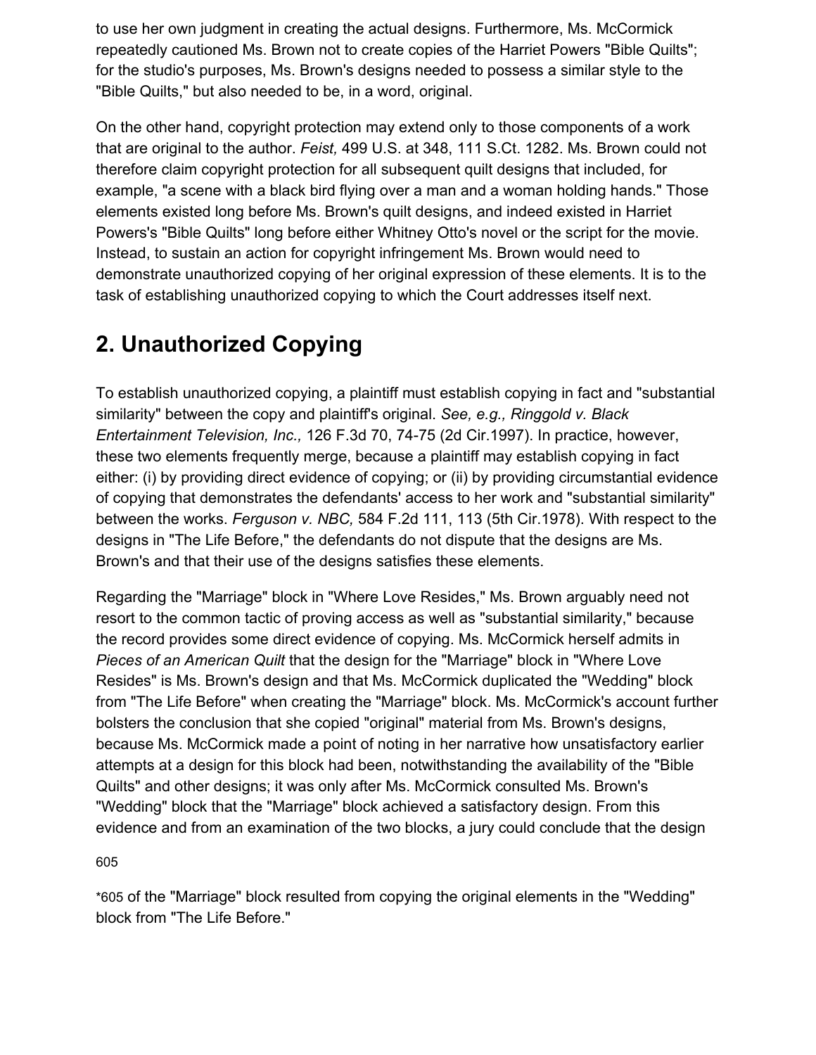to use her own judgment in creating the actual designs. Furthermore, Ms. McCormick repeatedly cautioned Ms. Brown not to create copies of the Harriet Powers "Bible Quilts"; for the studio's purposes, Ms. Brown's designs needed to possess a similar style to the "Bible Quilts," but also needed to be, in a word, original.

On the other hand, copyright protection may extend only to those components of a work that are original to the author. *Feist,* 499 U.S. at 348, 111 S.Ct. 1282. Ms. Brown could not therefore claim copyright protection for all subsequent quilt designs that included, for example, "a scene with a black bird flying over a man and a woman holding hands." Those elements existed long before Ms. Brown's quilt designs, and indeed existed in Harriet Powers's "Bible Quilts" long before either Whitney Otto's novel or the script for the movie. Instead, to sustain an action for copyright infringement Ms. Brown would need to demonstrate unauthorized copying of her original expression of these elements. It is to the task of establishing unauthorized copying to which the Court addresses itself next.

## 2. Unauthorized Copying

To establish unauthorized copying, a plaintiff must establish copying in fact and "substantial similarity" between the copy and plaintiff's original. *See, e.g., Ringgold v. Black Entertainment Television, Inc.,* 126 F.3d 70, 74-75 (2d Cir.1997). In practice, however, these two elements frequently merge, because a plaintiff may establish copying in fact either: (i) by providing direct evidence of copying; or (ii) by providing circumstantial evidence of copying that demonstrates the defendants' access to her work and "substantial similarity" between the works. *Ferguson v. NBC,* 584 F.2d 111, 113 (5th Cir.1978). With respect to the designs in "The Life Before," the defendants do not dispute that the designs are Ms. Brown's and that their use of the designs satisfies these elements.

Regarding the "Marriage" block in "Where Love Resides," Ms. Brown arguably need not resort to the common tactic of proving access as well as "substantial similarity," because the record provides some direct evidence of copying. Ms. McCormick herself admits in *Pieces of an American Quilt* that the design for the "Marriage" block in "Where Love Resides" is Ms. Brown's design and that Ms. McCormick duplicated the "Wedding" block from "The Life Before" when creating the "Marriage" block. Ms. McCormick's account further bolsters the conclusion that she copied "original" material from Ms. Brown's designs, because Ms. McCormick made a point of noting in her narrative how unsatisfactory earlier attempts at a design for this block had been, notwithstanding the availability of the "Bible Quilts" and other designs; it was only after Ms. McCormick consulted Ms. Brown's "Wedding" block that the "Marriage" block achieved a satisfactory design. From this evidence and from an examination of the two blocks, a jury could conclude that the design

*605 of the "Marriage" block resulted from copying the original elements in the "Wedding" block from "The Life Before."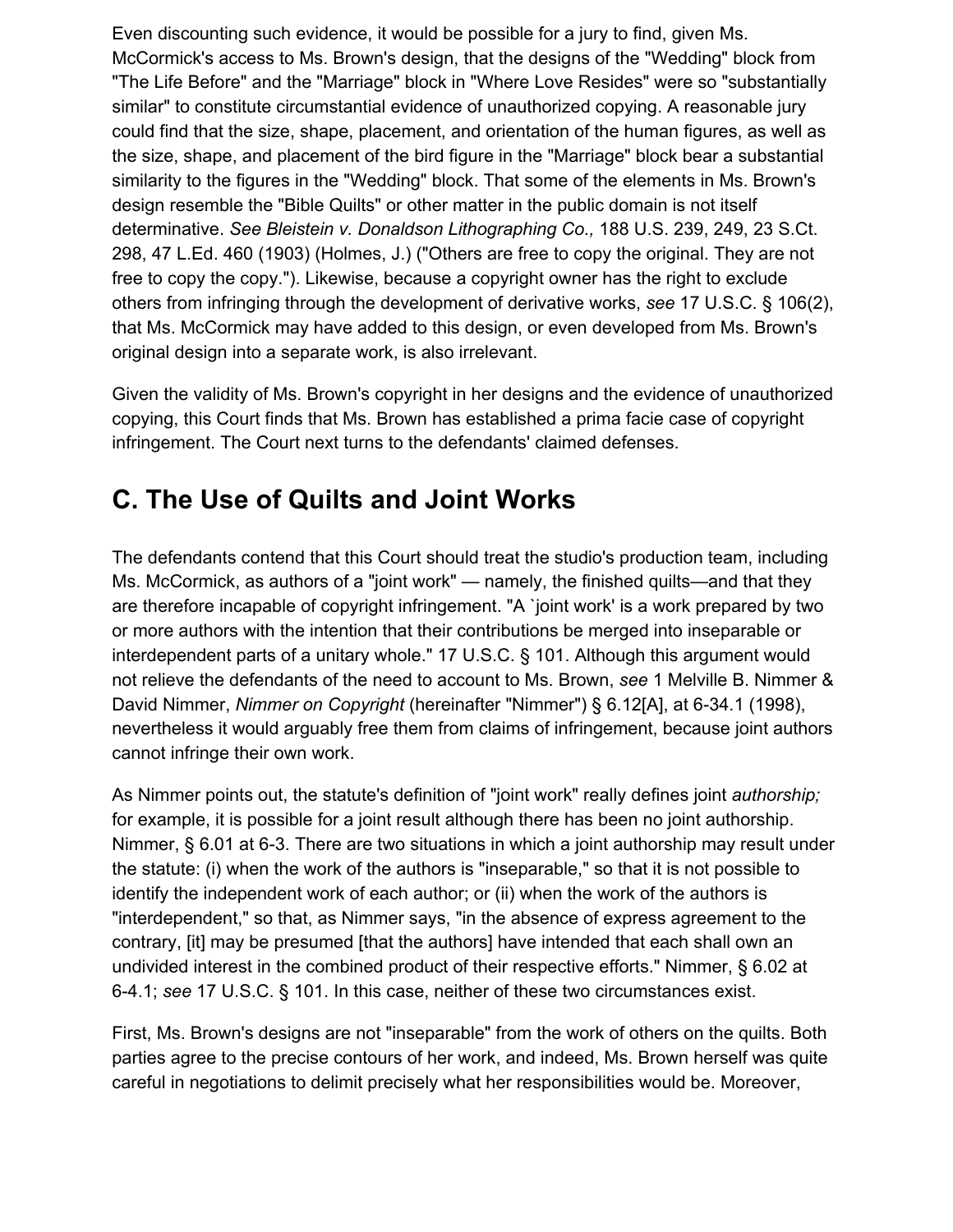Even discounting such evidence, it would be possible for a jury to find, given Ms. McCormick's access to Ms. Brown's design, that the designs of the "Wedding" block from "The Life Before" and the "Marriage" block in "Where Love Resides" were so "substantially similar" to constitute circumstantial evidence of unauthorized copying. A reasonable jury could find that the size, shape, placement, and orientation of the human figures, as well as the size, shape, and placement of the bird figure in the "Marriage" block bear a substantial similarity to the figures in the "Wedding" block. That some of the elements in Ms. Brown's design resemble the "Bible Quilts" or other matter in the public domain is not itself determinative. *See Bleistein v. Donaldson Lithographing Co.,* 188 U.S. 239, 249, 23 S.Ct. 298, 47 L.Ed. 460 (1903) (Holmes, J.) ("Others are free to copy the original. They are not free to copy the copy."). Likewise, because a copyright owner has the right to exclude others from infringing through the development of derivative works, *see* 17 U.S.C. § 106(2), that Ms. McCormick may have added to this design, or even developed from Ms. Brown's original design into a separate work, is also irrelevant.

Given the validity of Ms. Brown's copyright in her designs and the evidence of unauthorized copying, this Court finds that Ms. Brown has established a prima facie case of copyright infringement. The Court next turns to the defendants' claimed defenses.

## C. The Use of Quilts and Joint Works

The defendants contend that this Court should treat the studio's production team, including Ms. McCormick, as authors of a "joint work" — namely, the finished quilts—and that they are therefore incapable of copyright infringement. "A `joint work' is a work prepared by two or more authors with the intention that their contributions be merged into inseparable or interdependent parts of a unitary whole." 17 U.S.C. § 101. Although this argument would not relieve the defendants of the need to account to Ms. Brown, *see* 1 Melville B. Nimmer & David Nimmer, *Nimmer on Copyright* (hereinafter "Nimmer") § 6.12[A], at 6-34.1 (1998), nevertheless it would arguably free them from claims of infringement, because joint authors cannot infringe their own work.

As Nimmer points out, the statute's definition of "joint work" really defines joint *authorship;* for example, it is possible for a joint result although there has been no joint authorship. Nimmer, § 6.01 at 6-3. There are two situations in which a joint authorship may result under the statute: (i) when the work of the authors is "inseparable," so that it is not possible to identify the independent work of each author; or (ii) when the work of the authors is "interdependent," so that, as Nimmer says, "in the absence of express agreement to the contrary, [it] may be presumed [that the authors] have intended that each shall own an undivided interest in the combined product of their respective efforts." Nimmer, § 6.02 at 6-4.1; *see* 17 U.S.C. § 101. In this case, neither of these two circumstances exist.

First, Ms. Brown's designs are not "inseparable" from the work of others on the quilts. Both parties agree to the precise contours of her work, and indeed, Ms. Brown herself was quite careful in negotiations to delimit precisely what her responsibilities would be. Moreover,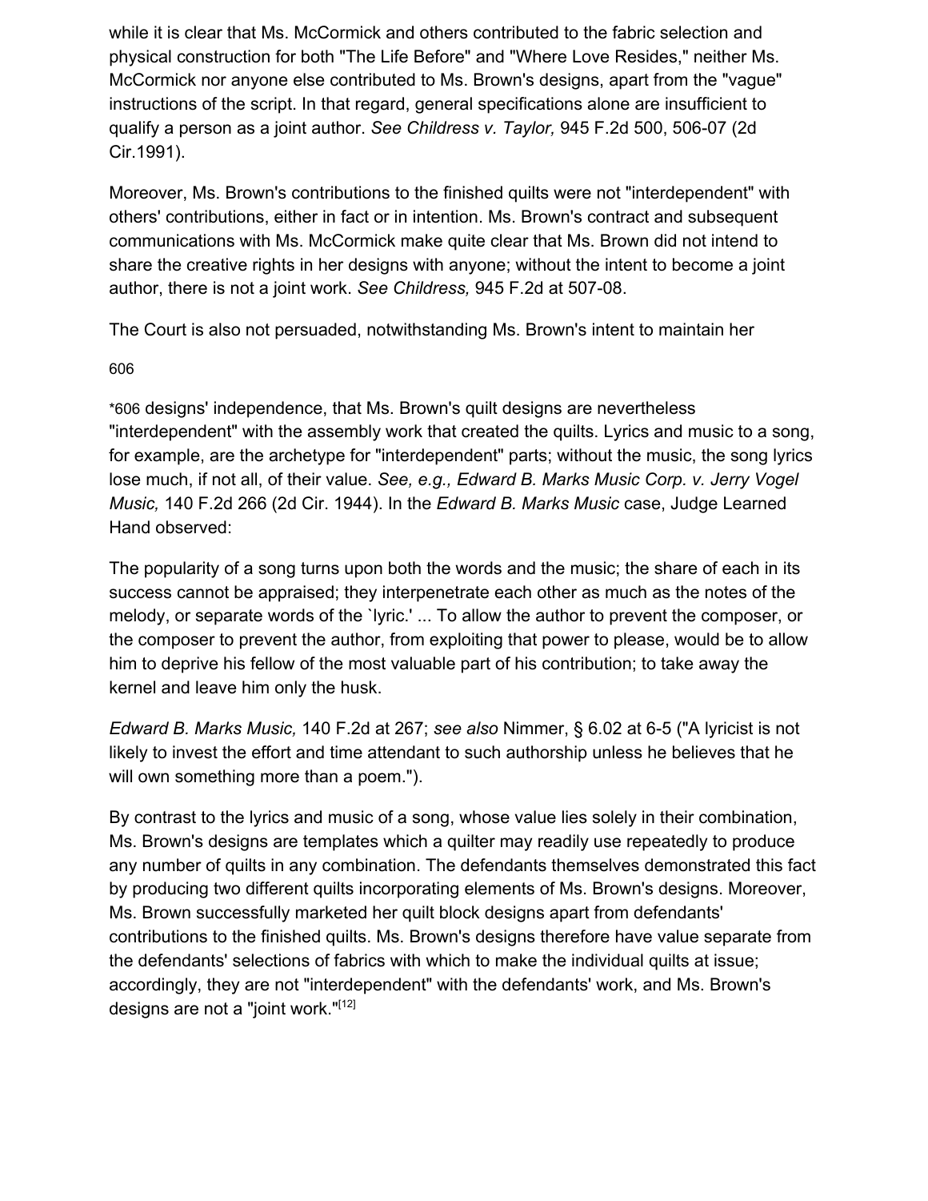while it is clear that Ms. McCormick and others contributed to the fabric selection and physical construction for both "The Life Before" and "Where Love Resides," neither Ms. McCormick nor anyone else contributed to Ms. Brown's designs, apart from the "vague" instructions of the script. In that regard, general specifications alone are insufficient to qualify a person as a joint author. *See Childress v. Taylor,* 945 F.2d 500, 506-07 (2d Cir.1991).

Moreover, Ms. Brown's contributions to the finished quilts were not "interdependent" with others' contributions, either in fact or in intention. Ms. Brown's contract and subsequent communications with Ms. McCormick make quite clear that Ms. Brown did not intend to share the creative rights in her designs with anyone; without the intent to become a joint author, there is not a joint work. *See Childress,* 945 F.2d at 507-08.

The Court is also not persuaded, notwithstanding Ms. Brown's intent to maintain her

606

*606 designs' independence, that Ms. Brown's quilt designs are nevertheless "interdependent" with the assembly work that created the quilts. Lyrics and music to a song, for example, are the archetype for "interdependent" parts; without the music, the song lyrics lose much, if not all, of their value. *See, e.g., Edward B. Marks Music Corp. v. Jerry Vogel Music,* 140 F.2d 266 (2d Cir. 1944). In the *Edward B. Marks Music* case, Judge Learned Hand observed:

The popularity of a song turns upon both the words and the music; the share of each in its success cannot be appraised; they interpenetrate each other as much as the notes of the melody, or separate words of the `lyric.' ... To allow the author to prevent the composer, or the composer to prevent the author, from exploiting that power to please, would be to allow him to deprive his fellow of the most valuable part of his contribution; to take away the kernel and leave him only the husk.

*Edward B. Marks Music,* 140 F.2d at 267; *see also* Nimmer, § 6.02 at 6-5 ("A lyricist is not likely to invest the effort and time attendant to such authorship unless he believes that he will own something more than a poem.").

By contrast to the lyrics and music of a song, whose value lies solely in their combination, Ms. Brown's designs are templates which a quilter may readily use repeatedly to produce any number of quilts in any combination. The defendants themselves demonstrated this fact by producing two different quilts incorporating elements of Ms. Brown's designs. Moreover, Ms. Brown successfully marketed her quilt block designs apart from defendants' contributions to the finished quilts. Ms. Brown's designs therefore have value separate from the defendants' selections of fabrics with which to make the individual quilts at issue; accordingly, they are not "interdependent" with the defendants' work, and Ms. Brown's designs are not a "joint work."[12]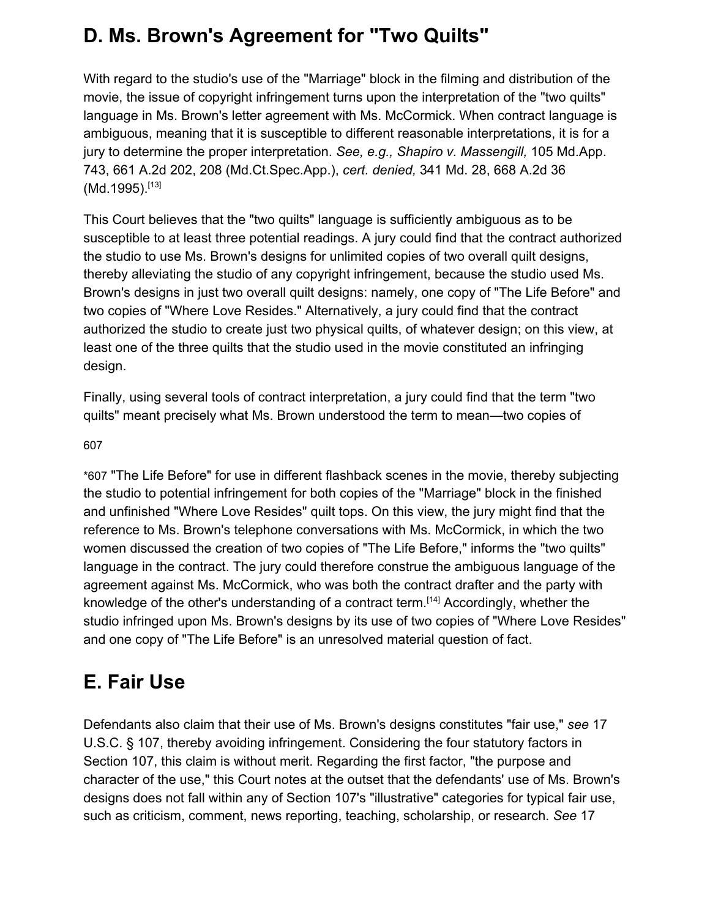## D. Ms. Brown's Agreement for "Two Quilts"

With regard to the studio's use of the "Marriage" block in the filming and distribution of the movie, the issue of copyright infringement turns upon the interpretation of the "two quilts" language in Ms. Brown's letter agreement with Ms. McCormick. When contract language is ambiguous, meaning that it is susceptible to different reasonable interpretations, it is for a jury to determine the proper interpretation. *See, e.g., Shapiro v. Massengill,* 105 Md.App. 743, 661 A.2d 202, 208 (Md.Ct.Spec.App.), *cert. denied,* 341 Md. 28, 668 A.2d 36 (Md.1995).[13]

This Court believes that the "two quilts" language is sufficiently ambiguous as to be susceptible to at least three potential readings. A jury could find that the contract authorized the studio to use Ms. Brown's designs for unlimited copies of two overall quilt designs, thereby alleviating the studio of any copyright infringement, because the studio used Ms. Brown's designs in just two overall quilt designs: namely, one copy of "The Life Before" and two copies of "Where Love Resides." Alternatively, a jury could find that the contract authorized the studio to create just two physical quilts, of whatever design; on this view, at least one of the three quilts that the studio used in the movie constituted an infringing design.

Finally, using several tools of contract interpretation, a jury could find that the term "two quilts" meant precisely what Ms. Brown understood the term to mean—two copies of

*607 "The Life Before" for use in different flashback scenes in the movie, thereby subjecting the studio to potential infringement for both copies of the "Marriage" block in the finished and unfinished "Where Love Resides" quilt tops. On this view, the jury might find that the reference to Ms. Brown's telephone conversations with Ms. McCormick, in which the two women discussed the creation of two copies of "The Life Before," informs the "two quilts" language in the contract. The jury could therefore construe the ambiguous language of the agreement against Ms. McCormick, who was both the contract drafter and the party with knowledge of the other's understanding of a contract term.[14] Accordingly, whether the studio infringed upon Ms. Brown's designs by its use of two copies of "Where Love Resides" and one copy of "The Life Before" is an unresolved material question of fact.

## E. Fair Use

Defendants also claim that their use of Ms. Brown's designs constitutes "fair use," *see* 17 U.S.C. § 107, thereby avoiding infringement. Considering the four statutory factors in Section 107, this claim is without merit. Regarding the first factor, "the purpose and character of the use," this Court notes at the outset that the defendants' use of Ms. Brown's designs does not fall within any of Section 107's "illustrative" categories for typical fair use, such as criticism, comment, news reporting, teaching, scholarship, or research. *See* 17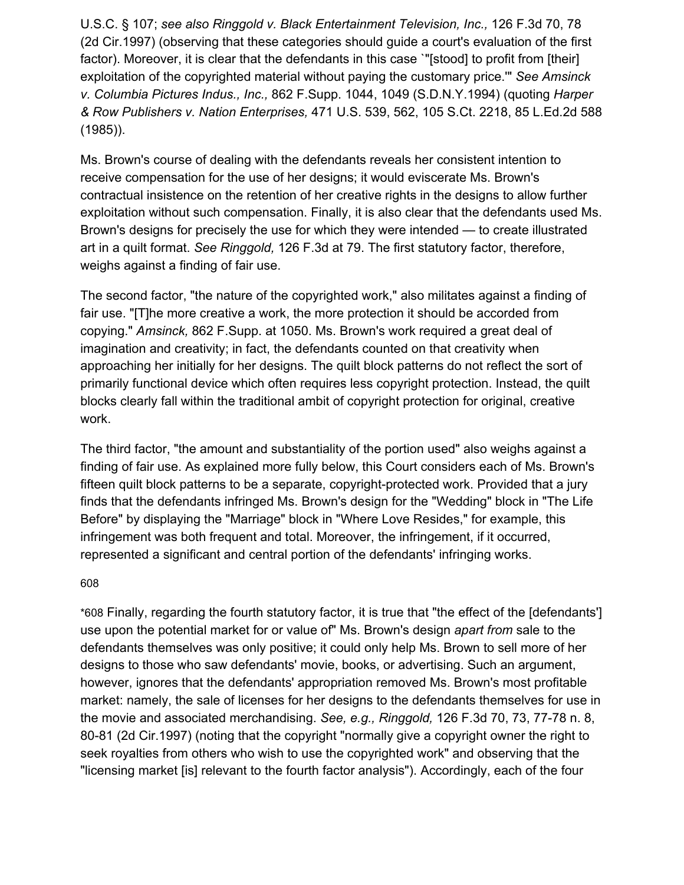U.S.C. § 107; *see also Ringgold v. Black Entertainment Television, Inc.,* 126 F.3d 70, 78 (2d Cir.1997) (observing that these categories should guide a court's evaluation of the first factor). Moreover, it is clear that the defendants in this case `"[stood] to profit from [their] exploitation of the copyrighted material without paying the customary price.'" *See Amsinck v. Columbia Pictures Indus., Inc.,* 862 F.Supp. 1044, 1049 (S.D.N.Y.1994) (quoting *Harper & Row Publishers v. Nation Enterprises,* 471 U.S. 539, 562, 105 S.Ct. 2218, 85 L.Ed.2d 588 (1985)).

Ms. Brown's course of dealing with the defendants reveals her consistent intention to receive compensation for the use of her designs; it would eviscerate Ms. Brown's contractual insistence on the retention of her creative rights in the designs to allow further exploitation without such compensation. Finally, it is also clear that the defendants used Ms. Brown's designs for precisely the use for which they were intended — to create illustrated art in a quilt format. *See Ringgold,* 126 F.3d at 79. The first statutory factor, therefore, weighs against a finding of fair use.

The second factor, "the nature of the copyrighted work," also militates against a finding of fair use. "[T]he more creative a work, the more protection it should be accorded from copying." *Amsinck,* 862 F.Supp. at 1050. Ms. Brown's work required a great deal of imagination and creativity; in fact, the defendants counted on that creativity when approaching her initially for her designs. The quilt block patterns do not reflect the sort of primarily functional device which often requires less copyright protection. Instead, the quilt blocks clearly fall within the traditional ambit of copyright protection for original, creative work.

The third factor, "the amount and substantiality of the portion used" also weighs against a finding of fair use. As explained more fully below, this Court considers each of Ms. Brown's fifteen quilt block patterns to be a separate, copyright-protected work. Provided that a jury finds that the defendants infringed Ms. Brown's design for the "Wedding" block in "The Life Before" by displaying the "Marriage" block in "Where Love Resides," for example, this infringement was both frequent and total. Moreover, the infringement, if it occurred, represented a significant and central portion of the defendants' infringing works.

*608 Finally, regarding the fourth statutory factor, it is true that "the effect of the [defendants'] use upon the potential market for or value of" Ms. Brown's design *apart from* sale to the defendants themselves was only positive; it could only help Ms. Brown to sell more of her designs to those who saw defendants' movie, books, or advertising. Such an argument, however, ignores that the defendants' appropriation removed Ms. Brown's most profitable market: namely, the sale of licenses for her designs to the defendants themselves for use in the movie and associated merchandising. *See, e.g., Ringgold,* 126 F.3d 70, 73, 77-78 n. 8, 80-81 (2d Cir.1997) (noting that the copyright "normally give a copyright owner the right to seek royalties from others who wish to use the copyrighted work" and observing that the "licensing market [is] relevant to the fourth factor analysis"). Accordingly, each of the four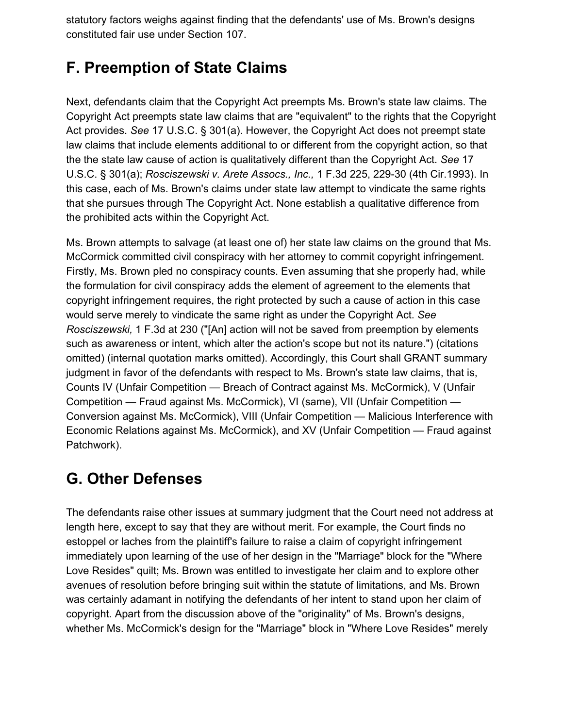statutory factors weighs against finding that the defendants' use of Ms. Brown's designs constituted fair use under Section 107.

## F. Preemption of State Claims

Next, defendants claim that the Copyright Act preempts Ms. Brown's state law claims. The Copyright Act preempts state law claims that are "equivalent" to the rights that the Copyright Act provides. *See* 17 U.S.C. § 301(a). However, the Copyright Act does not preempt state law claims that include elements additional to or different from the copyright action, so that the the state law cause of action is qualitatively different than the Copyright Act. *See* 17 U.S.C. § 301(a); *Rosciszewski v. Arete Assocs., Inc.,* 1 F.3d 225, 229-30 (4th Cir.1993). In this case, each of Ms. Brown's claims under state law attempt to vindicate the same rights that she pursues through The Copyright Act. None establish a qualitative difference from the prohibited acts within the Copyright Act.

Ms. Brown attempts to salvage (at least one of) her state law claims on the ground that Ms. McCormick committed civil conspiracy with her attorney to commit copyright infringement. Firstly, Ms. Brown pled no conspiracy counts. Even assuming that she properly had, while the formulation for civil conspiracy adds the element of agreement to the elements that copyright infringement requires, the right protected by such a cause of action in this case would serve merely to vindicate the same right as under the Copyright Act. *See Rosciszewski,* 1 F.3d at 230 ("[An] action will not be saved from preemption by elements such as awareness or intent, which alter the action's scope but not its nature.") (citations omitted) (internal quotation marks omitted). Accordingly, this Court shall GRANT summary judgment in favor of the defendants with respect to Ms. Brown's state law claims, that is, Counts IV (Unfair Competition — Breach of Contract against Ms. McCormick), V (Unfair Competition — Fraud against Ms. McCormick), VI (same), VII (Unfair Competition — Conversion against Ms. McCormick), VIII (Unfair Competition — Malicious Interference with Economic Relations against Ms. McCormick), and XV (Unfair Competition — Fraud against Patchwork).

## G. Other Defenses

The defendants raise other issues at summary judgment that the Court need not address at length here, except to say that they are without merit. For example, the Court finds no estoppel or laches from the plaintiff's failure to raise a claim of copyright infringement immediately upon learning of the use of her design in the "Marriage" block for the "Where Love Resides" quilt; Ms. Brown was entitled to investigate her claim and to explore other avenues of resolution before bringing suit within the statute of limitations, and Ms. Brown was certainly adamant in notifying the defendants of her intent to stand upon her claim of copyright. Apart from the discussion above of the "originality" of Ms. Brown's designs, whether Ms. McCormick's design for the "Marriage" block in "Where Love Resides" merely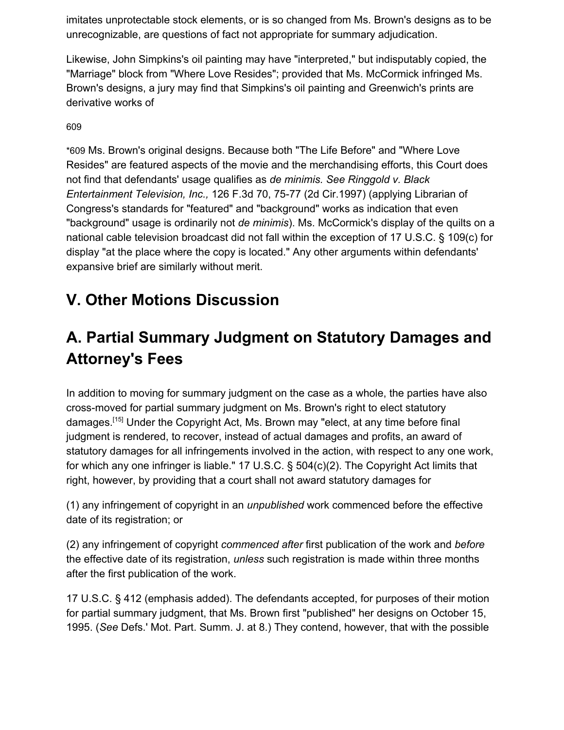imitates unprotectable stock elements, or is so changed from Ms. Brown's designs as to be unrecognizable, are questions of fact not appropriate for summary adjudication.

Likewise, John Simpkins's oil painting may have "interpreted," but indisputably copied, the "Marriage" block from "Where Love Resides"; provided that Ms. McCormick infringed Ms. Brown's designs, a jury may find that Simpkins's oil painting and Greenwich's prints are derivative works of

*609 Ms. Brown's original designs. Because both "The Life Before" and "Where Love Resides" are featured aspects of the movie and the merchandising efforts, this Court does not find that defendants' usage qualifies as *de minimis. See Ringgold v. Black Entertainment Television, Inc.,* 126 F.3d 70, 75-77 (2d Cir.1997) (applying Librarian of Congress's standards for "featured" and "background" works as indication that even "background" usage is ordinarily not *de minimis*). Ms. McCormick's display of the quilts on a national cable television broadcast did not fall within the exception of 17 U.S.C. § 109(c) for display "at the place where the copy is located." Any other arguments within defendants' expansive brief are similarly without merit.

## V. Other Motions Discussion

## A. Partial Summary Judgment on Statutory Damages and Attorney's Fees

In addition to moving for summary judgment on the case as a whole, the parties have also cross-moved for partial summary judgment on Ms. Brown's right to elect statutory damages.[15] Under the Copyright Act, Ms. Brown may "elect, at any time before final judgment is rendered, to recover, instead of actual damages and profits, an award of statutory damages for all infringements involved in the action, with respect to any one work, for which any one infringer is liable." 17 U.S.C. § 504(c)(2). The Copyright Act limits that right, however, by providing that a court shall not award statutory damages for

(1) any infringement of copyright in an *unpublished* work commenced before the effective date of its registration; or

(2) any infringement of copyright *commenced after* first publication of the work and *before* the effective date of its registration, *unless* such registration is made within three months after the first publication of the work.

17 U.S.C. § 412 (emphasis added). The defendants accepted, for purposes of their motion for partial summary judgment, that Ms. Brown first "published" her designs on October 15, 1995. (*See* Defs.' Mot. Part. Summ. J. at 8.) They contend, however, that with the possible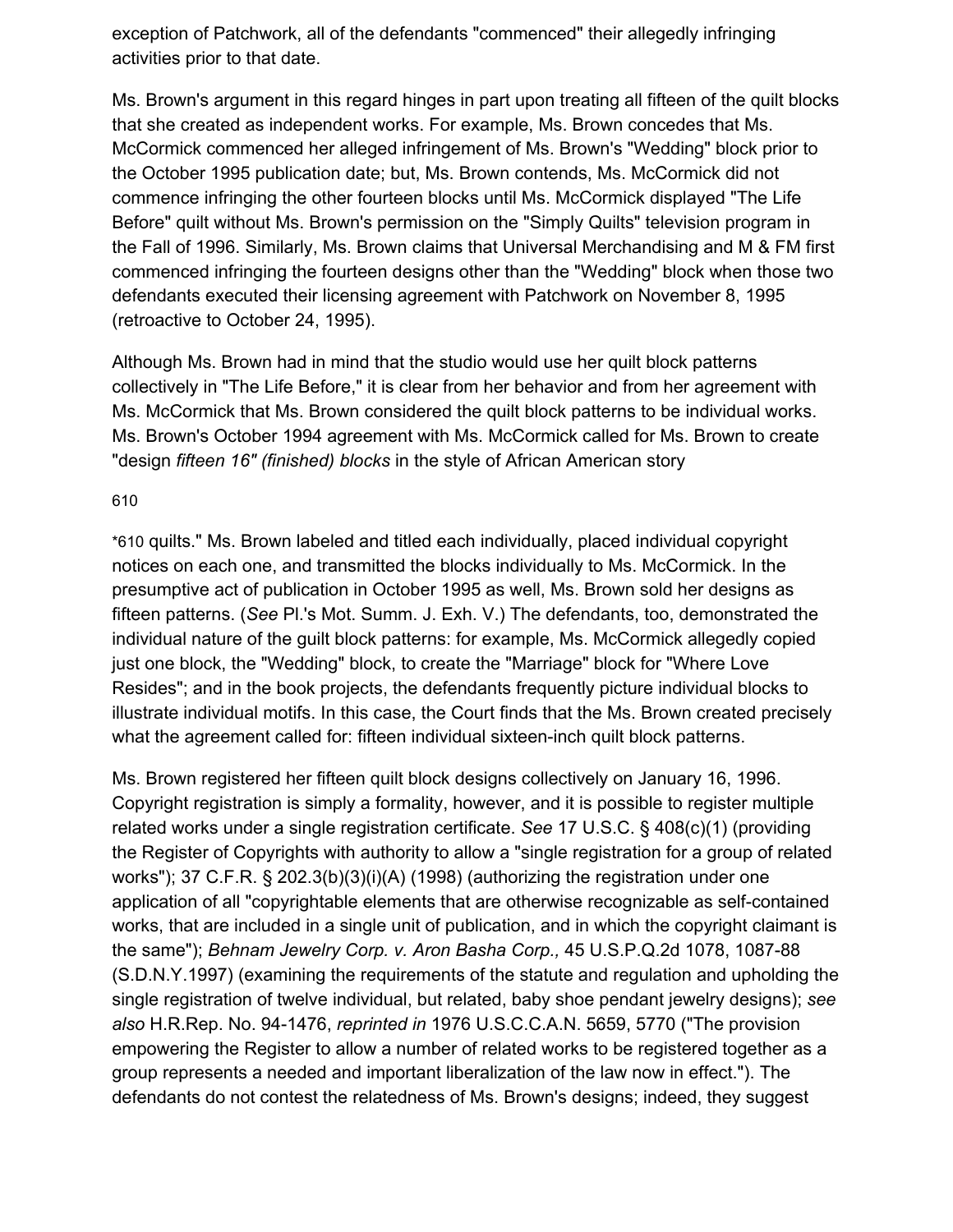exception of Patchwork, all of the defendants "commenced" their allegedly infringing activities prior to that date.

Ms. Brown's argument in this regard hinges in part upon treating all fifteen of the quilt blocks that she created as independent works. For example, Ms. Brown concedes that Ms. McCormick commenced her alleged infringement of Ms. Brown's "Wedding" block prior to the October 1995 publication date; but, Ms. Brown contends, Ms. McCormick did not commence infringing the other fourteen blocks until Ms. McCormick displayed "The Life Before" quilt without Ms. Brown's permission on the "Simply Quilts" television program in the Fall of 1996. Similarly, Ms. Brown claims that Universal Merchandising and M & FM first commenced infringing the fourteen designs other than the "Wedding" block when those two defendants executed their licensing agreement with Patchwork on November 8, 1995 (retroactive to October 24, 1995).

Although Ms. Brown had in mind that the studio would use her quilt block patterns collectively in "The Life Before," it is clear from her behavior and from her agreement with Ms. McCormick that Ms. Brown considered the quilt block patterns to be individual works. Ms. Brown's October 1994 agreement with Ms. McCormick called for Ms. Brown to create "design *fifteen 16" (finished) blocks* in the style of African American story

610

*610 quilts." Ms. Brown labeled and titled each individually, placed individual copyright notices on each one, and transmitted the blocks individually to Ms. McCormick. In the presumptive act of publication in October 1995 as well, Ms. Brown sold her designs as fifteen patterns. (*See* Pl.'s Mot. Summ. J. Exh. V.) The defendants, too, demonstrated the individual nature of the guilt block patterns: for example, Ms. McCormick allegedly copied just one block, the "Wedding" block, to create the "Marriage" block for "Where Love Resides"; and in the book projects, the defendants frequently picture individual blocks to illustrate individual motifs. In this case, the Court finds that the Ms. Brown created precisely what the agreement called for: fifteen individual sixteen-inch quilt block patterns.

Ms. Brown registered her fifteen quilt block designs collectively on January 16, 1996. Copyright registration is simply a formality, however, and it is possible to register multiple related works under a single registration certificate. *See* 17 U.S.C. § 408(c)(1) (providing the Register of Copyrights with authority to allow a "single registration for a group of related works"); 37 C.F.R. § 202.3(b)(3)(i)(A) (1998) (authorizing the registration under one application of all "copyrightable elements that are otherwise recognizable as self-contained works, that are included in a single unit of publication, and in which the copyright claimant is the same"); *Behnam Jewelry Corp. v. Aron Basha Corp.,* 45 U.S.P.Q.2d 1078, 1087-88 (S.D.N.Y.1997) (examining the requirements of the statute and regulation and upholding the single registration of twelve individual, but related, baby shoe pendant jewelry designs); *see also* H.R.Rep. No. 94-1476, *reprinted in* 1976 U.S.C.C.A.N. 5659, 5770 ("The provision empowering the Register to allow a number of related works to be registered together as a group represents a needed and important liberalization of the law now in effect."). The defendants do not contest the relatedness of Ms. Brown's designs; indeed, they suggest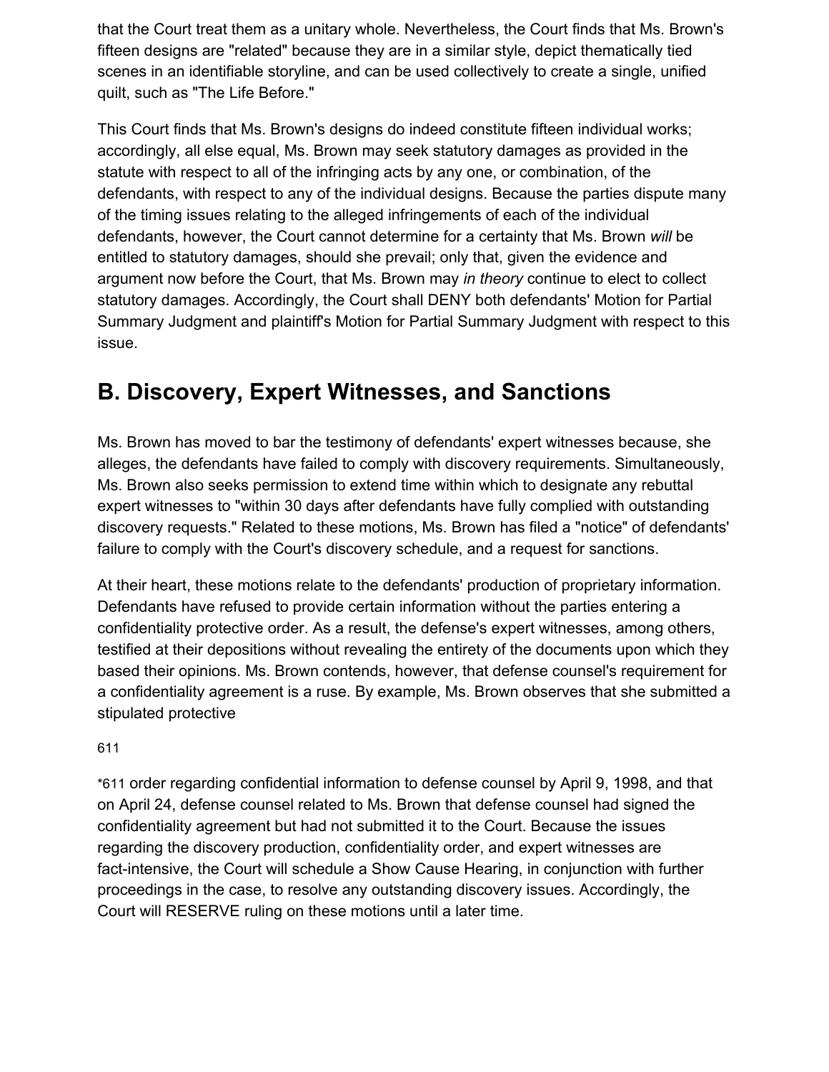that the Court treat them as a unitary whole. Nevertheless, the Court finds that Ms. Brown's fifteen designs are "related" because they are in a similar style, depict thematically tied scenes in an identifiable storyline, and can be used collectively to create a single, unified quilt, such as "The Life Before."

This Court finds that Ms. Brown's designs do indeed constitute fifteen individual works; accordingly, all else equal, Ms. Brown may seek statutory damages as provided in the statute with respect to all of the infringing acts by any one, or combination, of the defendants, with respect to any of the individual designs. Because the parties dispute many of the timing issues relating to the alleged infringements of each of the individual defendants, however, the Court cannot determine for a certainty that Ms. Brown *will* be entitled to statutory damages, should she prevail; only that, given the evidence and argument now before the Court, that Ms. Brown may *in theory* continue to elect to collect statutory damages. Accordingly, the Court shall DENY both defendants' Motion for Partial Summary Judgment and plaintiff's Motion for Partial Summary Judgment with respect to this issue.

## B. Discovery, Expert Witnesses, and Sanctions

Ms. Brown has moved to bar the testimony of defendants' expert witnesses because, she alleges, the defendants have failed to comply with discovery requirements. Simultaneously, Ms. Brown also seeks permission to extend time within which to designate any rebuttal expert witnesses to "within 30 days after defendants have fully complied with outstanding discovery requests." Related to these motions, Ms. Brown has filed a "notice" of defendants' failure to comply with the Court's discovery schedule, and a request for sanctions.

At their heart, these motions relate to the defendants' production of proprietary information. Defendants have refused to provide certain information without the parties entering a confidentiality protective order. As a result, the defense's expert witnesses, among others, testified at their depositions without revealing the entirety of the documents upon which they based their opinions. Ms. Brown contends, however, that defense counsel's requirement for a confidentiality agreement is a ruse. By example, Ms. Brown observes that she submitted a stipulated protective

*611 order regarding confidential information to defense counsel by April 9, 1998, and that on April 24, defense counsel related to Ms. Brown that defense counsel had signed the confidentiality agreement but had not submitted it to the Court. Because the issues regarding the discovery production, confidentiality order, and expert witnesses are fact-intensive, the Court will schedule a Show Cause Hearing, in conjunction with further proceedings in the case, to resolve any outstanding discovery issues. Accordingly, the Court will RESERVE ruling on these motions until a later time.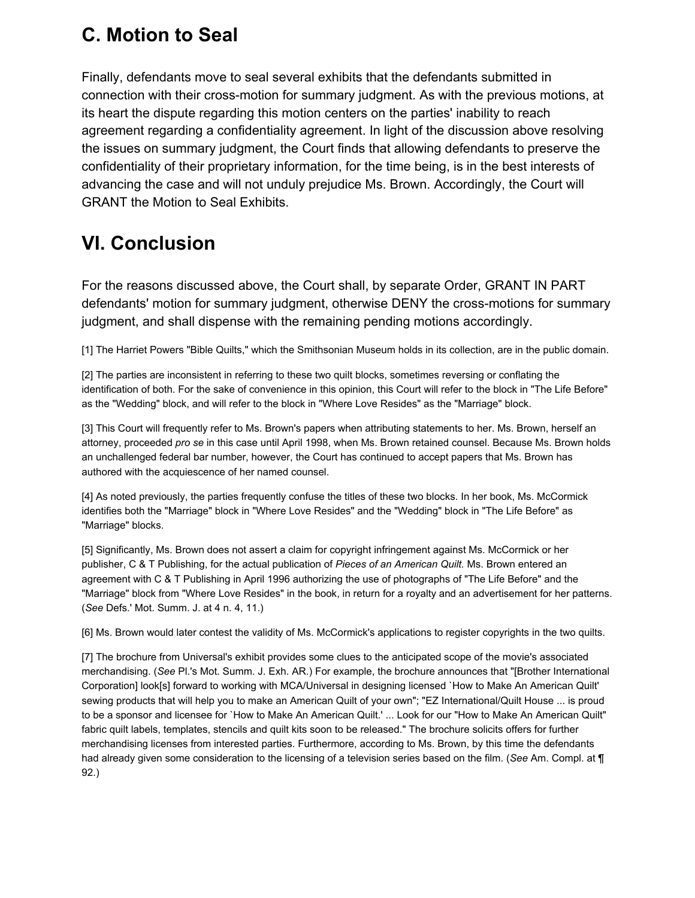## C. Motion to Seal

Finally, defendants move to seal several exhibits that the defendants submitted in connection with their cross-motion for summary judgment. As with the previous motions, at its heart the dispute regarding this motion centers on the parties' inability to reach agreement regarding a confidentiality agreement. In light of the discussion above resolving the issues on summary judgment, the Court finds that allowing defendants to preserve the confidentiality of their proprietary information, for the time being, is in the best interests of advancing the case and will not unduly prejudice Ms. Brown. Accordingly, the Court will GRANT the Motion to Seal Exhibits.

## VI. Conclusion

For the reasons discussed above, the Court shall, by separate Order, GRANT IN PART defendants' motion for summary judgment, otherwise DENY the cross-motions for summary judgment, and shall dispense with the remaining pending motions accordingly.

[1] The Harriet Powers "Bible Quilts," which the Smithsonian Museum holds in its collection, are in the public domain.

[2] The parties are inconsistent in referring to these two quilt blocks, sometimes reversing or conflating the identification of both. For the sake of convenience in this opinion, this Court will refer to the block in "The Life Before" as the "Wedding" block, and will refer to the block in "Where Love Resides" as the "Marriage" block.

[3] This Court will frequently refer to Ms. Brown's papers when attributing statements to her. Ms. Brown, herself an attorney, proceeded *pro se* in this case until April 1998, when Ms. Brown retained counsel. Because Ms. Brown holds an unchallenged federal bar number, however, the Court has continued to accept papers that Ms. Brown has authored with the acquiescence of her named counsel.

[4] As noted previously, the parties frequently confuse the titles of these two blocks. In her book, Ms. McCormick identifies both the "Marriage" block in "Where Love Resides" and the "Wedding" block in "The Life Before" as "Marriage" blocks.

[5] Significantly, Ms. Brown does not assert a claim for copyright infringement against Ms. McCormick or her publisher, C & T Publishing, for the actual publication of *Pieces of an American Quilt.* Ms. Brown entered an agreement with C & T Publishing in April 1996 authorizing the use of photographs of "The Life Before" and the "Marriage" block from "Where Love Resides" in the book, in return for a royalty and an advertisement for her patterns. (*See* Defs.' Mot. Summ. J. at 4 n. 4, 11.)

[6] Ms. Brown would later contest the validity of Ms. McCormick's applications to register copyrights in the two quilts.

[7] The brochure from Universal's exhibit provides some clues to the anticipated scope of the movie's associated merchandising. (*See* Pl.'s Mot. Summ. J. Exh. AR.) For example, the brochure announces that "[Brother International Corporation] look[s] forward to working with MCA/Universal in designing licensed `How to Make An American Quilt' sewing products that will help you to make an American Quilt of your own"; "EZ International/Quilt House ... is proud to be a sponsor and licensee for `How to Make An American Quilt.' ... Look for our "How to Make An American Quilt" fabric quilt labels, templates, stencils and quilt kits soon to be released." The brochure solicits offers for further merchandising licenses from interested parties. Furthermore, according to Ms. Brown, by this time the defendants had already given some consideration to the licensing of a television series based on the film. (*See* Am. Compl. at ¶ 92.)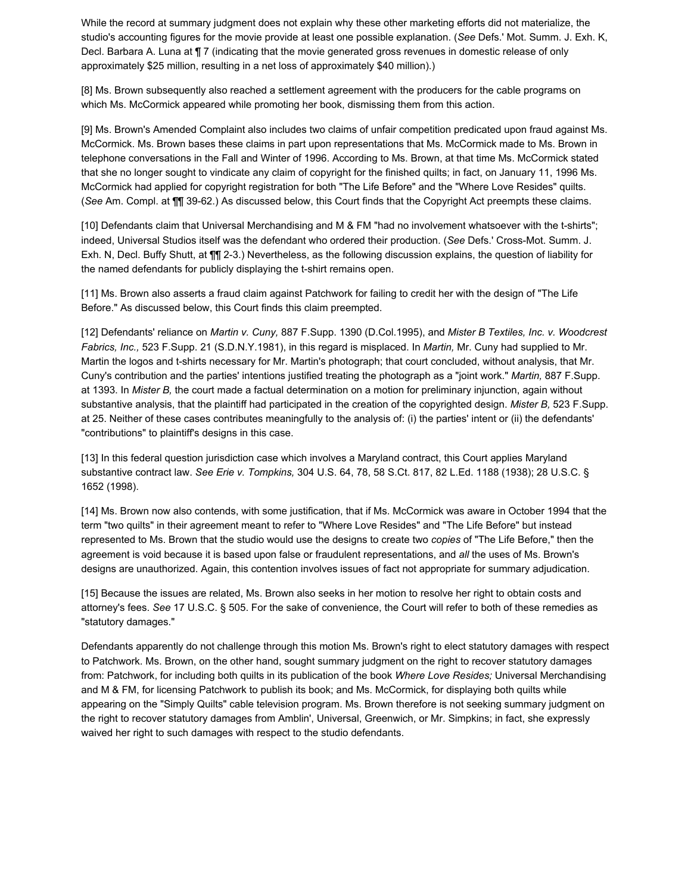While the record at summary judgment does not explain why these other marketing efforts did not materialize, the studio's accounting figures for the movie provide at least one possible explanation. (*See* Defs.' Mot. Summ. J. Exh. K, Decl. Barbara A. Luna at ¶ 7 (indicating that the movie generated gross revenues in domestic release of only approximately $25 million, resulting in a net loss of approximately $40 million).)

[8] Ms. Brown subsequently also reached a settlement agreement with the producers for the cable programs on which Ms. McCormick appeared while promoting her book, dismissing them from this action.

[9] Ms. Brown's Amended Complaint also includes two claims of unfair competition predicated upon fraud against Ms. McCormick. Ms. Brown bases these claims in part upon representations that Ms. McCormick made to Ms. Brown in telephone conversations in the Fall and Winter of 1996. According to Ms. Brown, at that time Ms. McCormick stated that she no longer sought to vindicate any claim of copyright for the finished quilts; in fact, on January 11, 1996 Ms. McCormick had applied for copyright registration for both "The Life Before" and the "Where Love Resides" quilts. (*See* Am. Compl. at ¶¶ 39-62.) As discussed below, this Court finds that the Copyright Act preempts these claims.

[10] Defendants claim that Universal Merchandising and M & FM "had no involvement whatsoever with the t-shirts"; indeed, Universal Studios itself was the defendant who ordered their production. (*See* Defs.' Cross-Mot. Summ. J. Exh. N, Decl. Buffy Shutt, at ¶¶ 2-3.) Nevertheless, as the following discussion explains, the question of liability for the named defendants for publicly displaying the t-shirt remains open.

[11] Ms. Brown also asserts a fraud claim against Patchwork for failing to credit her with the design of "The Life Before." As discussed below, this Court finds this claim preempted.

[12] Defendants' reliance on *Martin v. Cuny,* 887 F.Supp. 1390 (D.Col.1995), and *Mister B Textiles, Inc. v. Woodcrest Fabrics, Inc.,* 523 F.Supp. 21 (S.D.N.Y.1981), in this regard is misplaced. In *Martin,* Mr. Cuny had supplied to Mr. Martin the logos and t-shirts necessary for Mr. Martin's photograph; that court concluded, without analysis, that Mr. Cuny's contribution and the parties' intentions justified treating the photograph as a "joint work." *Martin,* 887 F.Supp. at 1393. In *Mister B,* the court made a factual determination on a motion for preliminary injunction, again without substantive analysis, that the plaintiff had participated in the creation of the copyrighted design. *Mister B,* 523 F.Supp. at 25. Neither of these cases contributes meaningfully to the analysis of: (i) the parties' intent or (ii) the defendants' "contributions" to plaintiff's designs in this case.

[13] In this federal question jurisdiction case which involves a Maryland contract, this Court applies Maryland substantive contract law. *See Erie v. Tompkins,* 304 U.S. 64, 78, 58 S.Ct. 817, 82 L.Ed. 1188 (1938); 28 U.S.C. § 1652 (1998).

[14] Ms. Brown now also contends, with some justification, that if Ms. McCormick was aware in October 1994 that the term "two quilts" in their agreement meant to refer to "Where Love Resides" and "The Life Before" but instead represented to Ms. Brown that the studio would use the designs to create two *copies* of "The Life Before," then the agreement is void because it is based upon false or fraudulent representations, and *all* the uses of Ms. Brown's designs are unauthorized. Again, this contention involves issues of fact not appropriate for summary adjudication.

[15] Because the issues are related, Ms. Brown also seeks in her motion to resolve her right to obtain costs and attorney's fees. *See* 17 U.S.C. § 505. For the sake of convenience, the Court will refer to both of these remedies as "statutory damages."

Defendants apparently do not challenge through this motion Ms. Brown's right to elect statutory damages with respect to Patchwork. Ms. Brown, on the other hand, sought summary judgment on the right to recover statutory damages from: Patchwork, for including both quilts in its publication of the book *Where Love Resides;* Universal Merchandising and M & FM, for licensing Patchwork to publish its book; and Ms. McCormick, for displaying both quilts while appearing on the "Simply Quilts" cable television program. Ms. Brown therefore is not seeking summary judgment on the right to recover statutory damages from Amblin', Universal, Greenwich, or Mr. Simpkins; in fact, she expressly waived her right to such damages with respect to the studio defendants.